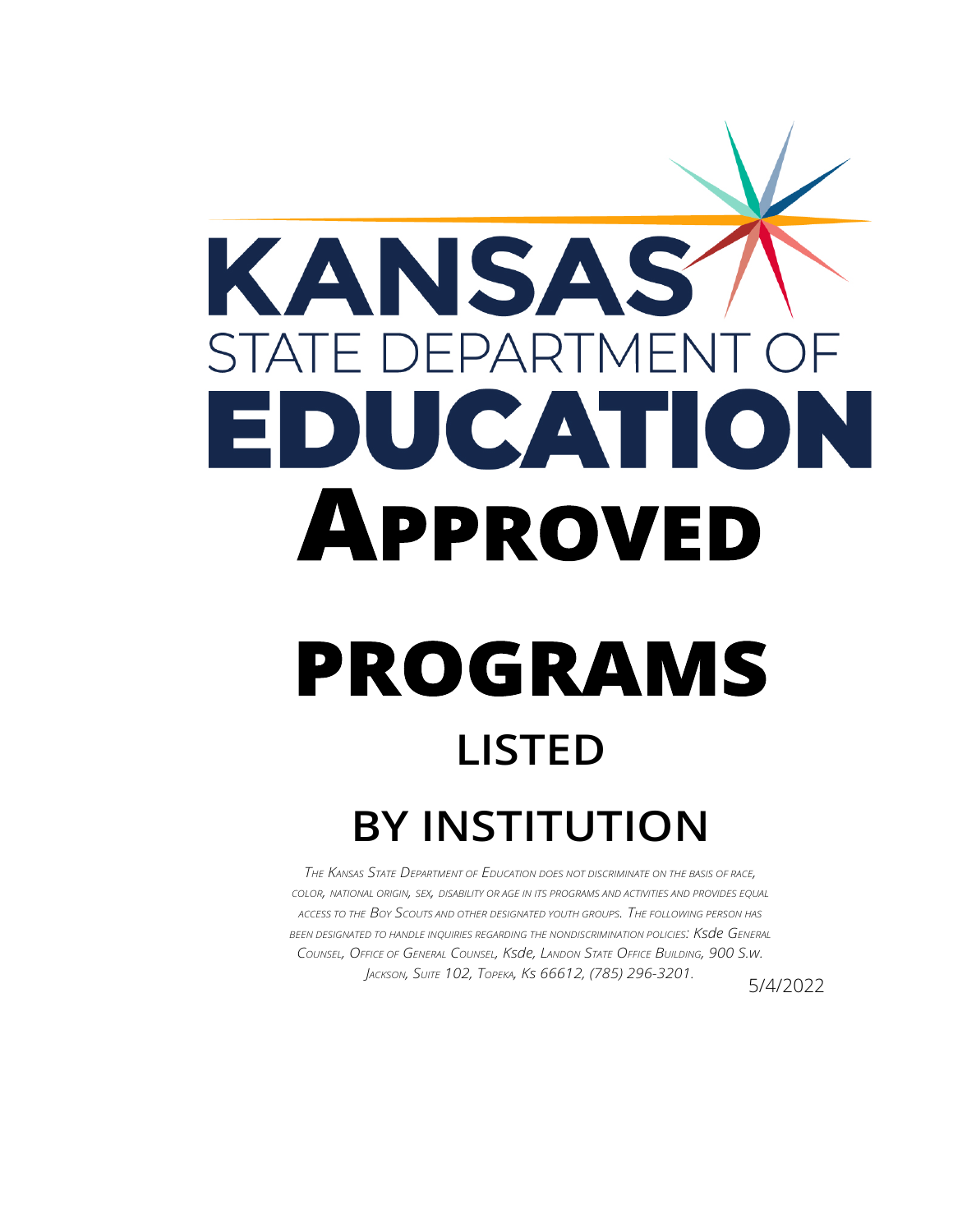# KANSAS STATE DEPARTMENT OF EDUCATION

# APPROVED PROGRAMS

## LISTED

## BY INSTITUTION

*THE KANSAS STATE DEPARTMENT OF EDUCATION DOES NOT DISCRIMINATE ON THE BASIS OF RACE, COLOR, NATIONAL ORIGIN, SEX, DISABILITY OR AGE IN ITS PROGRAMS AND ACTIVITIES AND PROVIDES EQUAL ACCESS TO THE BOY SCOUTS AND OTHER DESIGNATED YOUTH GROUPS. THE FOLLOWING PERSON HAS BEEN DESIGNATED TO HANDLE INQUIRIES REGARDING THE NONDISCRIMINATION POLICIES: KSDE GENERAL COUNSEL, OFFICE OF GENERAL COUNSEL, KSDE, LANDON STATE OFFICE BUILDING, 900 S.W. JACKSON, SUITE 102, TOPEKA, KS 66612, (785) 296-3201.*

5/4/2022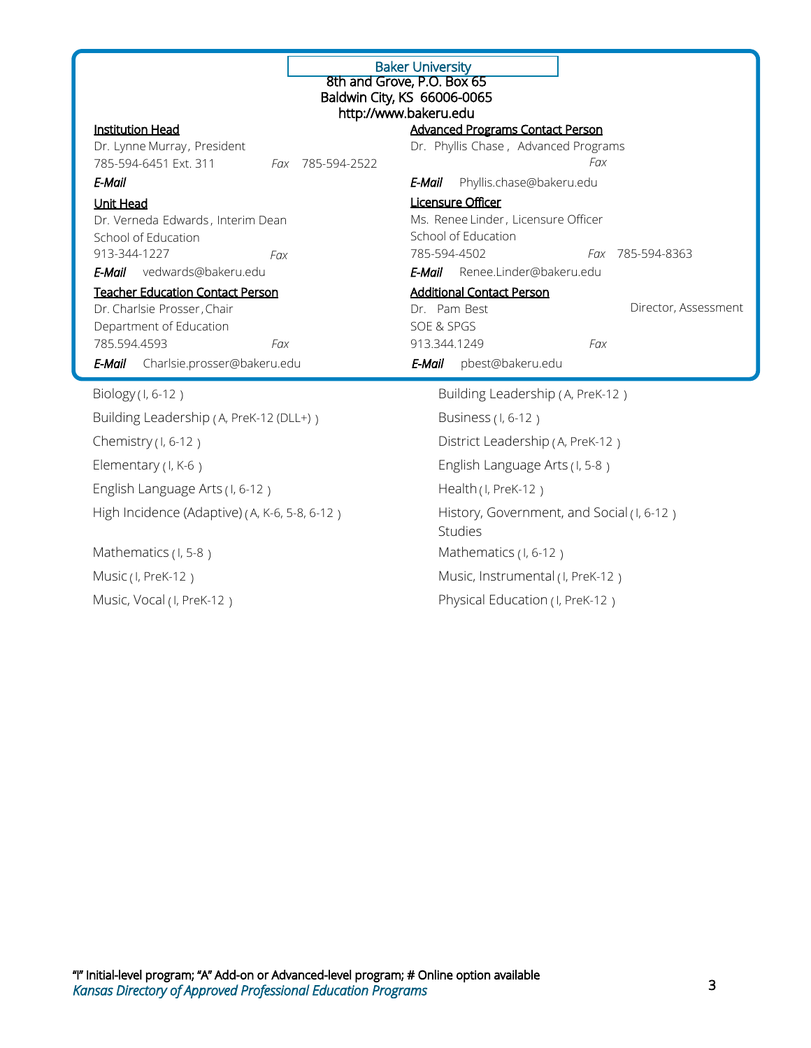# Baker University

8th and Grove, P.O. Box 65
Baldwin City, KS 66006-0065
http://www.bakeru.edu

**Institution Head**
Dr. Lynne Murray, President
785-594-6451 Ext. 311 *Fax* 785-594-2522
***E-Mail***

**Unit Head**
Dr. Verneda Edwards, Interim Dean
School of Education
913-344-1227 *Fax*
***E-Mail*** vedwards@bakeru.edu

**Teacher Education Contact Person**
Dr. Charlsie Prosser, Chair
Department of Education
785.594.4593 *Fax*
***E-Mail*** Charlsie.prosser@bakeru.edu

**Advanced Programs Contact Person**
Dr. Phyllis Chase, Advanced Programs
*Fax*
***E-Mail*** Phyllis.chase@bakeru.edu

**Licensure Officer**
Ms. Renee Linder, Licensure Officer
School of Education
785-594-4502 *Fax* 785-594-8363
***E-Mail*** Renee.Linder@bakeru.edu

**Additional Contact Person**
Dr. Pam Best, Director, Assessment
SOE & SPGS
913.344.1249 *Fax*
***E-Mail*** pbest@bakeru.edu

Biology ( I, 6-12 )
Building Leadership ( A, PreK-12 (DLL+) )
Chemistry ( I, 6-12 )
Elementary ( I, K-6 )
English Language Arts ( I, 6-12 )
High Incidence (Adaptive) ( A, K-6, 5-8, 6-12 )
Mathematics ( I, 5-8 )
Music ( I, PreK-12 )
Music, Vocal ( I, PreK-12 )
Building Leadership ( A, PreK-12 )
Business ( I, 6-12 )
District Leadership ( A, PreK-12 )
English Language Arts ( I, 5-8 )
Health ( I, PreK-12 )
History, Government, and Social Studies ( I, 6-12 )
Mathematics ( I, 6-12 )
Music, Instrumental ( I, PreK-12 )
Physical Education ( I, PreK-12 )

"I" Initial-level program; "A" Add-on or Advanced-level program; # Online option available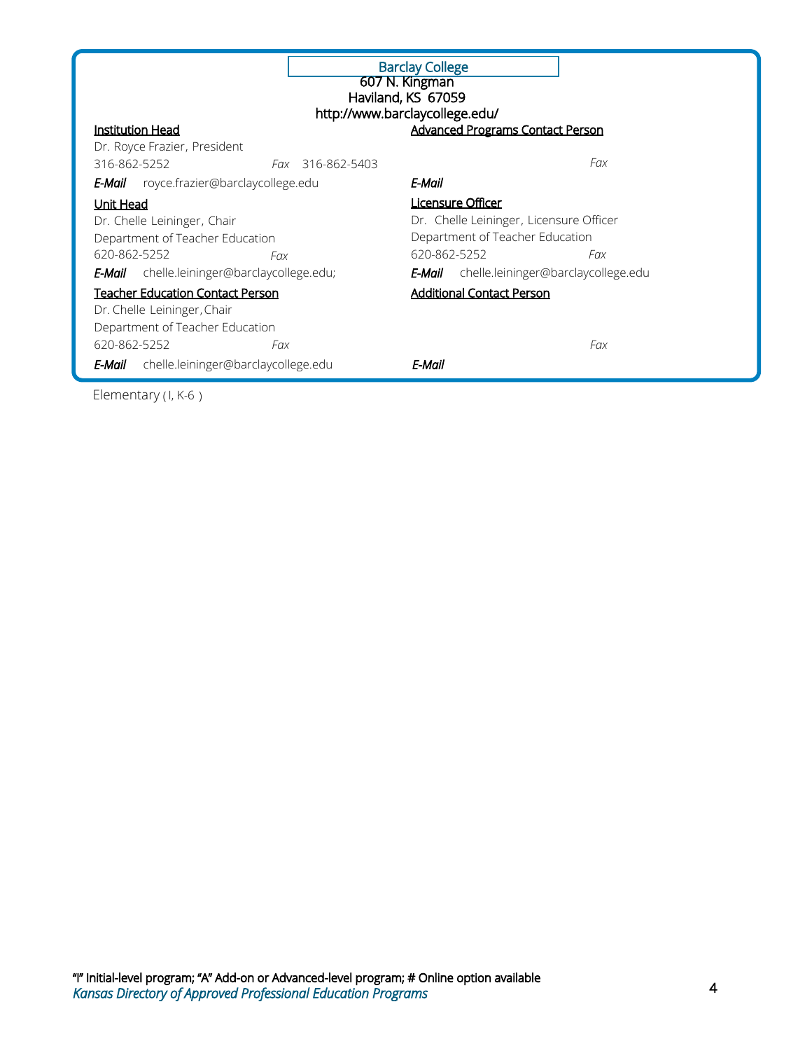## Barclay College

607 N. Kingman
Haviland, KS 67059
http://www.barclaycollege.edu/

**Institution Head**
Dr. Royce Frazier, President
316-862-5252 *Fax* 316-862-5403
***E-Mail*** royce.frazier@barclaycollege.edu

**Unit Head**
Dr. Chelle Leininger, Chair
Department of Teacher Education
620-862-5252 *Fax*
***E-Mail*** chelle.leininger@barclaycollege.edu;

**Teacher Education Contact Person**
Dr. Chelle Leininger, Chair
Department of Teacher Education
620-862-5252 *Fax*
***E-Mail*** chelle.leininger@barclaycollege.edu

**Advanced Programs Contact Person**
*Fax*
***E-Mail***

**Licensure Officer**
Dr. Chelle Leininger, Licensure Officer
Department of Teacher Education
620-862-5252 *Fax*
***E-Mail*** chelle.leininger@barclaycollege.edu

**Additional Contact Person**
*Fax*
***E-Mail***

Elementary ( I, K-6 )

"I" Initial-level program; "A" Add-on or Advanced-level program; # Online option available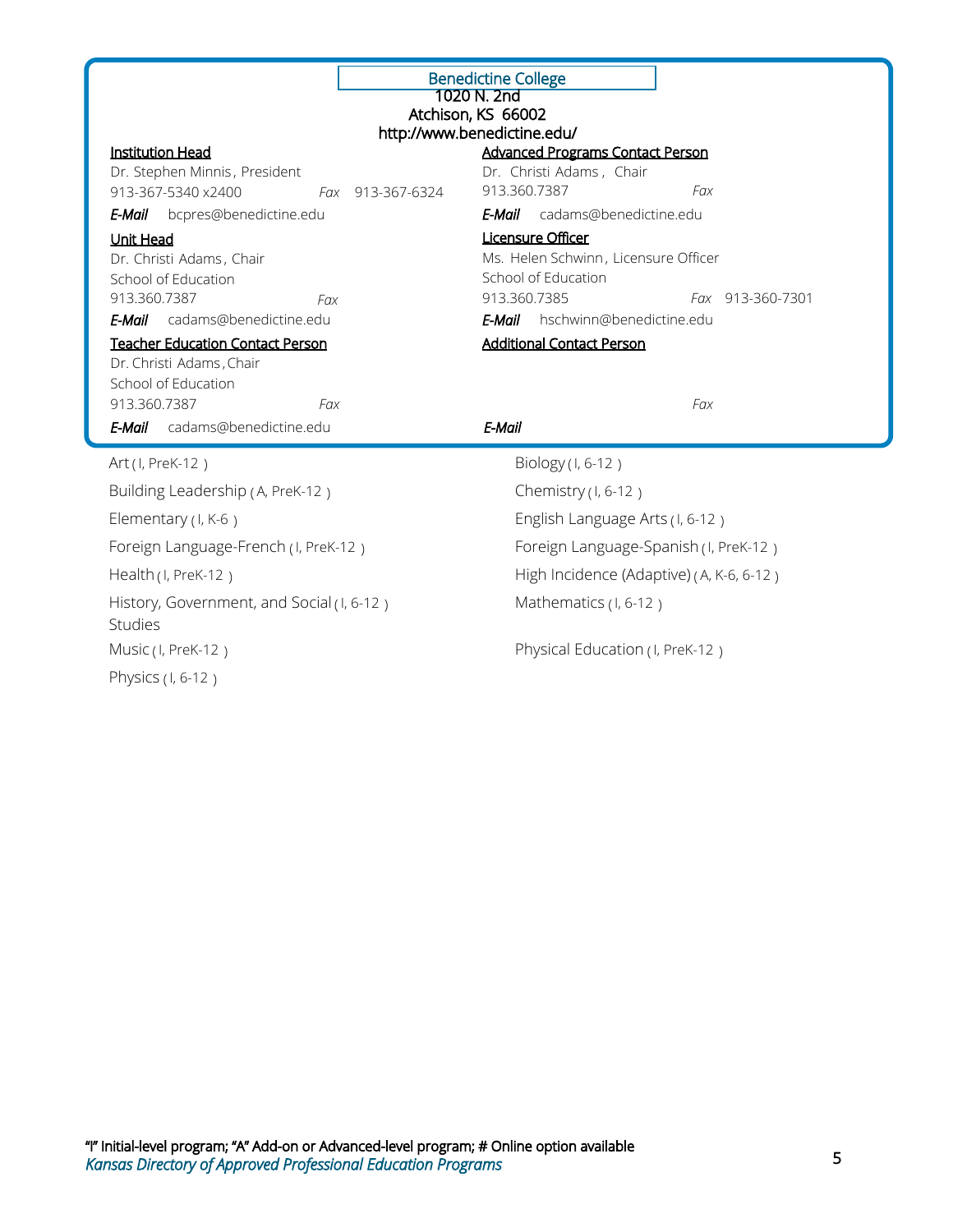## Benedictine College

1020 N. 2nd
Atchison, KS 66002
http://www.benedictine.edu/

**Institution Head**
Dr. Stephen Minnis, President
913-367-5340 x2400 *Fax* 913-367-6324
***E-Mail*** bcpres@benedictine.edu

**Unit Head**
Dr. Christi Adams, Chair
School of Education
913.360.7387 *Fax*
***E-Mail*** cadams@benedictine.edu

**Teacher Education Contact Person**
Dr. Christi Adams, Chair
School of Education
913.360.7387 *Fax*
***E-Mail*** cadams@benedictine.edu

**Advanced Programs Contact Person**
Dr. Christi Adams, Chair
913.360.7387 *Fax*
***E-Mail*** cadams@benedictine.edu

**Licensure Officer**
Ms. Helen Schwinn, Licensure Officer
School of Education
913.360.7385 *Fax* 913-360-7301
***E-Mail*** hschwinn@benedictine.edu

**Additional Contact Person**
*Fax*
***E-Mail***

- Art ( I, PreK-12 )
- Building Leadership ( A, PreK-12 )
- Elementary ( I, K-6 )
- Foreign Language-French ( I, PreK-12 )
- Health ( I, PreK-12 )
- History, Government, and Social Studies ( I, 6-12 )
- Music ( I, PreK-12 )
- Physics ( I, 6-12 )
- Biology ( I, 6-12 )
- Chemistry ( I, 6-12 )
- English Language Arts ( I, 6-12 )
- Foreign Language-Spanish ( I, PreK-12 )
- High Incidence (Adaptive) ( A, K-6, 6-12 )
- Mathematics ( I, 6-12 )
- Physical Education ( I, PreK-12 )

"I" Initial-level program; "A" Add-on or Advanced-level program; # Online option available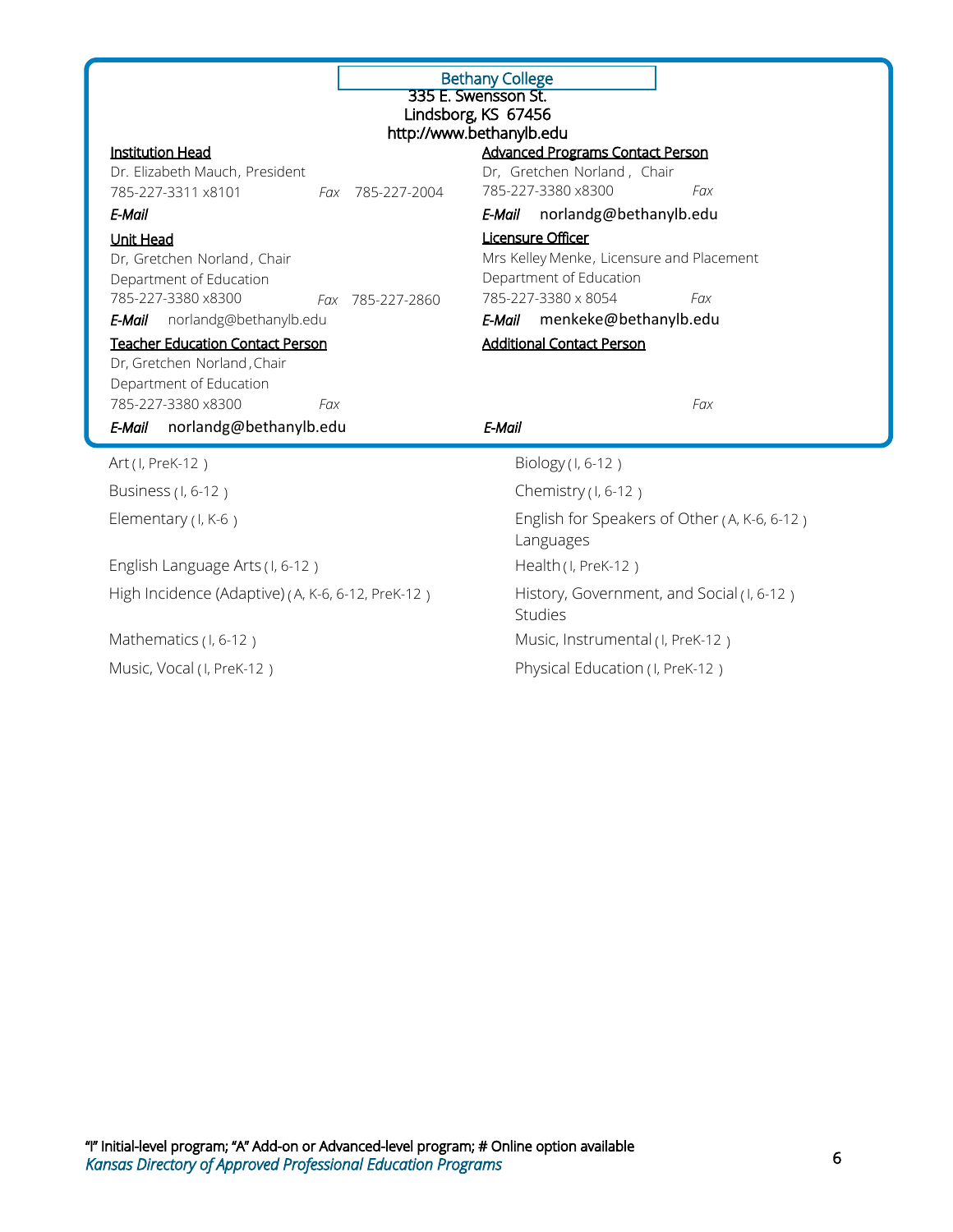## Bethany College

335 E. Swensson St.
Lindsborg, KS 67456
http://www.bethanylb.edu

**Institution Head**
Dr. Elizabeth Mauch, President
785-227-3311 x8101 *Fax* 785-227-2004
*E-Mail*

**Unit Head**
Dr, Gretchen Norland, Chair
Department of Education
785-227-3380 x8300 *Fax* 785-227-2860
*E-Mail* norlandg@bethanylb.edu

**Teacher Education Contact Person**
Dr, Gretchen Norland, Chair
Department of Education
785-227-3380 x8300 *Fax*
*E-Mail* norlandg@bethanylb.edu

**Advanced Programs Contact Person**
Dr, Gretchen Norland, Chair
785-227-3380 x8300 *Fax*
*E-Mail* norlandg@bethanylb.edu

**Licensure Officer**
Mrs Kelley Menke, Licensure and Placement
Department of Education
785-227-3380 x 8054 *Fax*
*E-Mail* menkeke@bethanylb.edu

**Additional Contact Person**
*Fax*
*E-Mail*

- Art ( I, PreK-12 )
- Business ( I, 6-12 )
- Elementary ( I, K-6 )
- English Language Arts ( I, 6-12 )
- High Incidence (Adaptive) ( A, K-6, 6-12, PreK-12 )
- Mathematics ( I, 6-12 )
- Music, Vocal ( I, PreK-12 )
- Biology ( I, 6-12 )
- Chemistry ( I, 6-12 )
- English for Speakers of Other Languages ( A, K-6, 6-12 )
- Health ( I, PreK-12 )
- History, Government, and Social Studies ( I, 6-12 )
- Music, Instrumental ( I, PreK-12 )
- Physical Education ( I, PreK-12 )

"I" Initial-level program; "A" Add-on or Advanced-level program; # Online option available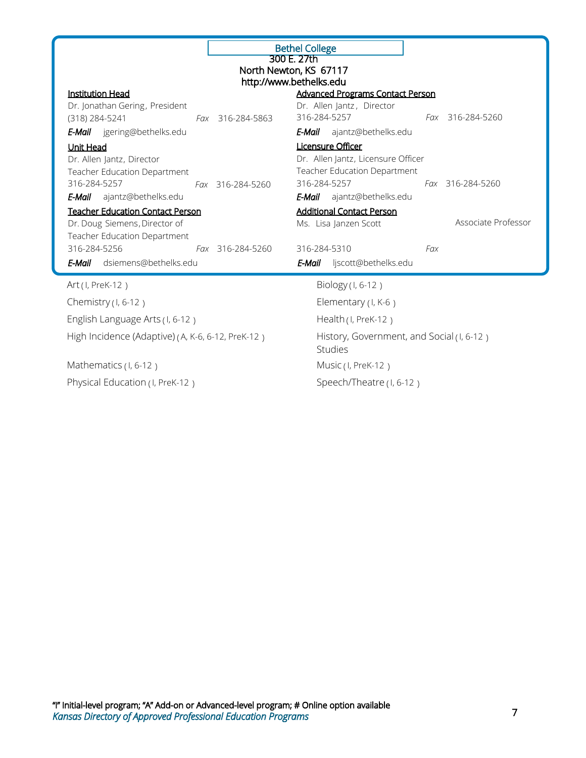## Bethel College

300 E. 27th
North Newton, KS 67117
http://www.bethelks.edu

**Institution Head**
Dr. Jonathan Gering, President
(318) 284-5241 *Fax* 316-284-5863
***E-Mail*** jgering@bethelks.edu

**Unit Head**
Dr. Allen Jantz, Director
Teacher Education Department
316-284-5257 *Fax* 316-284-5260
***E-Mail*** ajantz@bethelks.edu

**Teacher Education Contact Person**
Dr. Doug Siemens, Director of Teacher Education Department
316-284-5256 *Fax* 316-284-5260
***E-Mail*** dsiemens@bethelks.edu

**Advanced Programs Contact Person**
Dr. Allen Jantz, Director
316-284-5257 *Fax* 316-284-5260
***E-Mail*** ajantz@bethelks.edu

**Licensure Officer**
Dr. Allen Jantz, Licensure Officer
Teacher Education Department
316-284-5257 *Fax* 316-284-5260
***E-Mail*** ajantz@bethelks.edu

**Additional Contact Person**
Ms. Lisa Janzen Scott, Associate Professor
316-284-5310 *Fax*
***E-Mail*** ljscott@bethelks.edu

- Art ( I, PreK-12 )
- Biology ( I, 6-12 )
- Chemistry ( I, 6-12 )
- Elementary ( I, K-6 )
- English Language Arts ( I, 6-12 )
- Health ( I, PreK-12 )
- High Incidence (Adaptive) ( A, K-6, 6-12, PreK-12 )
- History, Government, and Social Studies ( I, 6-12 )
- Mathematics ( I, 6-12 )
- Music ( I, PreK-12 )
- Physical Education ( I, PreK-12 )
- Speech/Theatre ( I, 6-12 )

"I" Initial-level program; "A" Add-on or Advanced-level program; # Online option available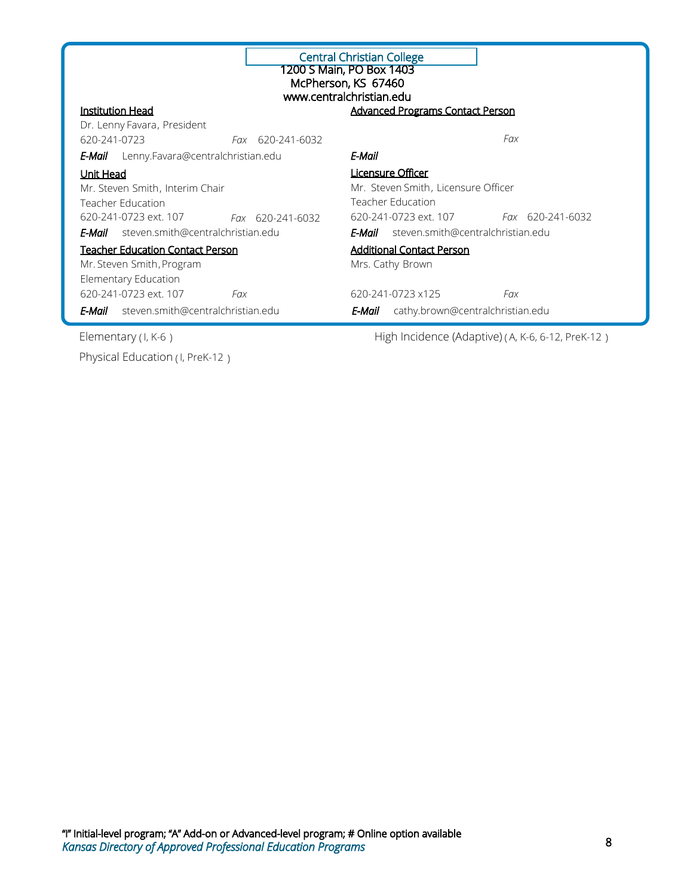## Central Christian College

1200 S Main, PO Box 1403
McPherson, KS 67460
www.centralchristian.edu

**Institution Head**
Dr. Lenny Favara, President
620-241-0723 *Fax* 620-241-6032
***E-Mail*** Lenny.Favara@centralchristian.edu

**Advanced Programs Contact Person**
*Fax*
***E-Mail***

**Unit Head**
Mr. Steven Smith, Interim Chair
Teacher Education
620-241-0723 ext. 107 *Fax* 620-241-6032
***E-Mail*** steven.smith@centralchristian.edu

**Licensure Officer**
Mr. Steven Smith, Licensure Officer
Teacher Education
620-241-0723 ext. 107 *Fax* 620-241-6032
***E-Mail*** steven.smith@centralchristian.edu

**Teacher Education Contact Person**
Mr. Steven Smith, Program
Elementary Education
620-241-0723 ext. 107 *Fax*
***E-Mail*** steven.smith@centralchristian.edu

**Additional Contact Person**
Mrs. Cathy Brown
620-241-0723 x125 *Fax*
***E-Mail*** cathy.brown@centralchristian.edu

Elementary ( I, K-6 )

Physical Education ( I, PreK-12 )

High Incidence (Adaptive) ( A, K-6, 6-12, PreK-12 )

"I" Initial-level program; "A" Add-on or Advanced-level program; # Online option available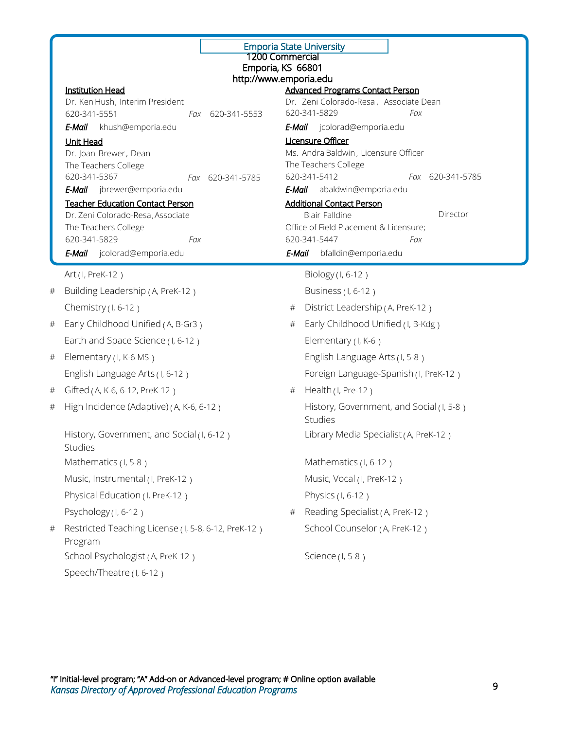## Emporia State University

1200 Commercial
Emporia, KS 66801
http://www.emporia.edu

**Institution Head**
Dr. Ken Hush, Interim President
620-341-5551 *Fax* 620-341-5553
***E-Mail*** khush@emporia.edu

**Unit Head**
Dr. Joan Brewer, Dean
The Teachers College
620-341-5367 *Fax* 620-341-5785
***E-Mail*** jbrewer@emporia.edu

**Teacher Education Contact Person**
Dr. Zeni Colorado-Resa, Associate
The Teachers College
620-341-5829 *Fax*
***E-Mail*** jcolorad@emporia.edu

**Advanced Programs Contact Person**
Dr. Zeni Colorado-Resa, Associate Dean
620-341-5829 *Fax*
***E-Mail*** jcolorad@emporia.edu

**Licensure Officer**
Ms. Andra Baldwin, Licensure Officer
The Teachers College
620-341-5412 *Fax* 620-341-5785
***E-Mail*** abaldwin@emporia.edu

**Additional Contact Person**
Blair Falldine Director
Office of Field Placement & Licensure;
620-341-5447 *Fax*
***E-Mail*** bfalldin@emporia.edu

- Art ( I, PreK-12 )
- # Building Leadership ( A, PreK-12 )
- Chemistry ( I, 6-12 )
- # Early Childhood Unified ( A, B-Gr3 )
- Earth and Space Science ( I, 6-12 )
- # Elementary ( I, K-6 MS )
- English Language Arts ( I, 6-12 )
- # Gifted ( A, K-6, 6-12, PreK-12 )
- # High Incidence (Adaptive) ( A, K-6, 6-12 )
- History, Government, and Social Studies ( I, 6-12 )
- Mathematics ( I, 5-8 )
- Music, Instrumental ( I, PreK-12 )
- Physical Education ( I, PreK-12 )
- Psychology ( I, 6-12 )
- # Restricted Teaching License Program ( I, 5-8, 6-12, PreK-12 )
- School Psychologist ( A, PreK-12 )
- Speech/Theatre ( I, 6-12 )
- Biology ( I, 6-12 )
- Business ( I, 6-12 )
- # District Leadership ( A, PreK-12 )
- # Early Childhood Unified ( I, B-Kdg )
- Elementary ( I, K-6 )
- English Language Arts ( I, 5-8 )
- Foreign Language-Spanish ( I, PreK-12 )
- # Health ( I, Pre-12 )
- History, Government, and Social Studies ( I, 5-8 )
- Library Media Specialist ( A, PreK-12 )
- Mathematics ( I, 6-12 )
- Music, Vocal ( I, PreK-12 )
- Physics ( I, 6-12 )
- # Reading Specialist ( A, PreK-12 )
- School Counselor ( A, PreK-12 )
- Science ( I, 5-8 )

"I" Initial-level program; "A" Add-on or Advanced-level program; # Online option available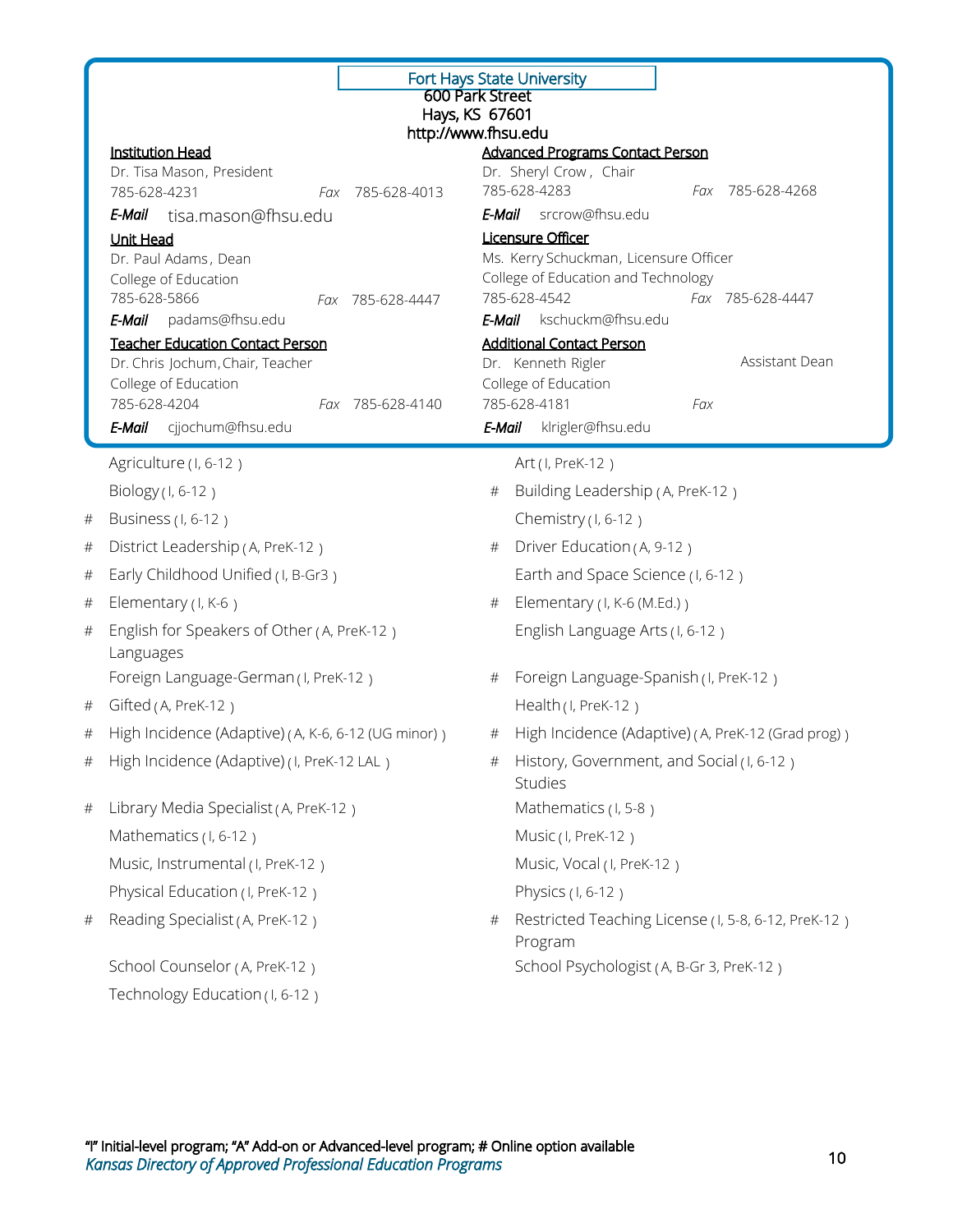## Fort Hays State University

600 Park Street
Hays, KS 67601
http://www.fhsu.edu

**Institution Head**
Dr. Tisa Mason, President
785-628-4231 *Fax* 785-628-4013
***E-Mail*** tisa.mason@fhsu.edu

**Unit Head**
Dr. Paul Adams, Dean
College of Education
785-628-5866 *Fax* 785-628-4447
***E-Mail*** padams@fhsu.edu

**Teacher Education Contact Person**
Dr. Chris Jochum, Chair, Teacher
College of Education
785-628-4204 *Fax* 785-628-4140
***E-Mail*** cjjochum@fhsu.edu

**Advanced Programs Contact Person**
Dr. Sheryl Crow, Chair
785-628-4283 *Fax* 785-628-4268
***E-Mail*** srcrow@fhsu.edu

**Licensure Officer**
Ms. Kerry Schuckman, Licensure Officer
College of Education and Technology
785-628-4542 *Fax* 785-628-4447
***E-Mail*** kschuckm@fhsu.edu

**Additional Contact Person**
Dr. Kenneth Rigler, Assistant Dean
College of Education
785-628-4181 *Fax*
***E-Mail*** klrigler@fhsu.edu

- Agriculture ( I, 6-12 )
- Biology ( I, 6-12 )
- # Business ( I, 6-12 )
- # District Leadership ( A, PreK-12 )
- # Early Childhood Unified ( I, B-Gr3 )
- # Elementary ( I, K-6 )
- # English for Speakers of Other Languages ( A, PreK-12 )
- Foreign Language-German ( I, PreK-12 )
- # Gifted ( A, PreK-12 )
- # High Incidence (Adaptive) ( A, K-6, 6-12 (UG minor) )
- # High Incidence (Adaptive) ( I, PreK-12 LAL )
- # Library Media Specialist ( A, PreK-12 )
- Mathematics ( I, 6-12 )
- Music, Instrumental ( I, PreK-12 )
- Physical Education ( I, PreK-12 )
- # Reading Specialist ( A, PreK-12 )
- School Counselor ( A, PreK-12 )
- Technology Education ( I, 6-12 )
- Art ( I, PreK-12 )
- # Building Leadership ( A, PreK-12 )
- Chemistry ( I, 6-12 )
- # Driver Education ( A, 9-12 )
- Earth and Space Science ( I, 6-12 )
- # Elementary ( I, K-6 (M.Ed.) )
- English Language Arts ( I, 6-12 )
- # Foreign Language-Spanish ( I, PreK-12 )
- Health ( I, PreK-12 )
- # High Incidence (Adaptive) ( A, PreK-12 (Grad prog) )
- # History, Government, and Social Studies ( I, 6-12 )
- Mathematics ( I, 5-8 )
- Music ( I, PreK-12 )
- Music, Vocal ( I, PreK-12 )
- Physics ( I, 6-12 )
- # Restricted Teaching License Program ( I, 5-8, 6-12, PreK-12 )
- School Psychologist ( A, B-Gr 3, PreK-12 )

"I" Initial-level program; "A" Add-on or Advanced-level program; # Online option available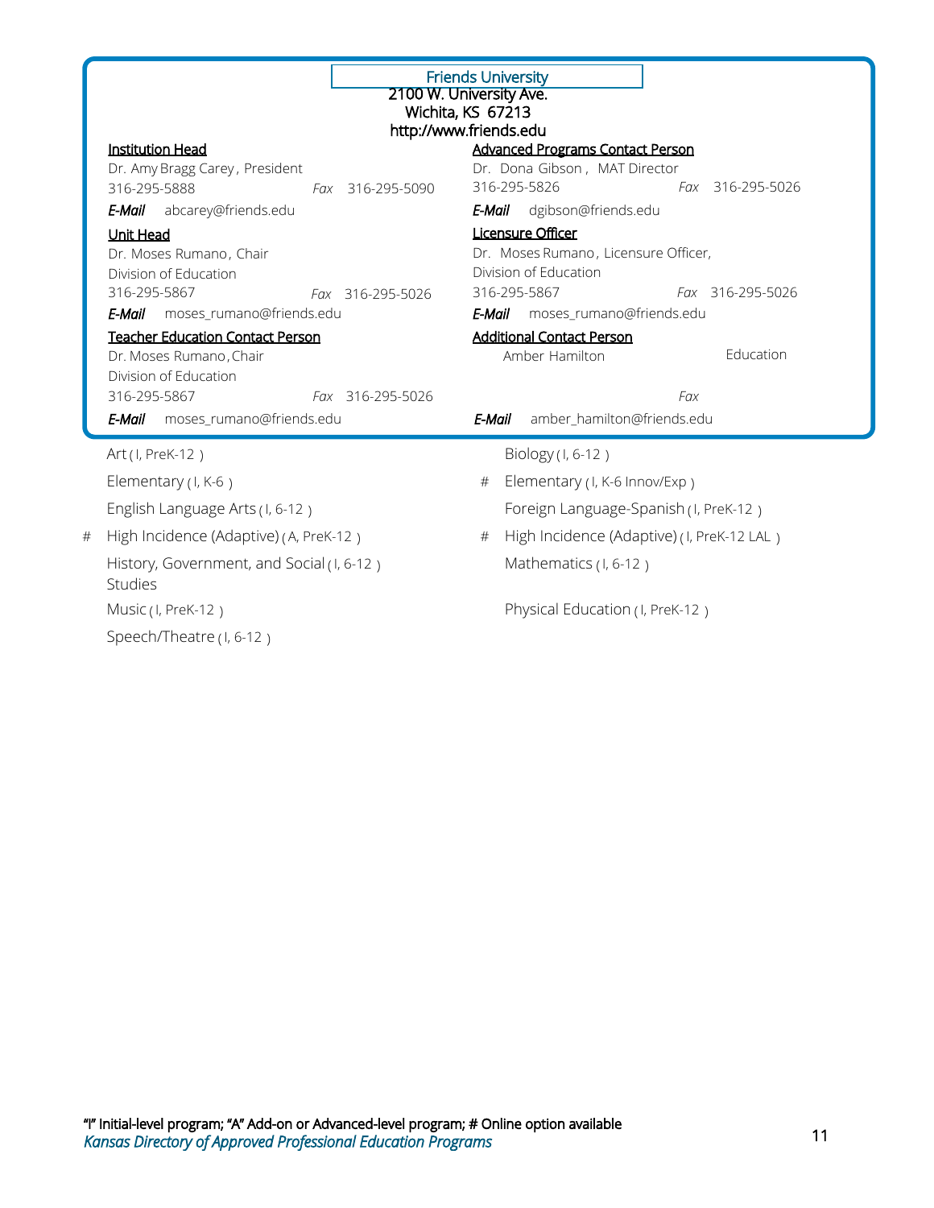## Friends University

2100 W. University Ave.
Wichita, KS 67213
http://www.friends.edu

**Institution Head**
Dr. Amy Bragg Carey, President
316-295-5888 *Fax* 316-295-5090
***E-Mail*** abcarey@friends.edu

**Unit Head**
Dr. Moses Rumano, Chair
Division of Education
316-295-5867 *Fax* 316-295-5026
***E-Mail*** moses_rumano@friends.edu

**Teacher Education Contact Person**
Dr. Moses Rumano, Chair
Division of Education
316-295-5867 *Fax* 316-295-5026
***E-Mail*** moses_rumano@friends.edu

**Advanced Programs Contact Person**
Dr. Dona Gibson, MAT Director
316-295-5826 *Fax* 316-295-5026
***E-Mail*** dgibson@friends.edu

**Licensure Officer**
Dr. Moses Rumano, Licensure Officer,
Division of Education
316-295-5867 *Fax* 316-295-5026
***E-Mail*** moses_rumano@friends.edu

**Additional Contact Person**
Amber Hamilton Education
*Fax*
***E-Mail*** amber_hamilton@friends.edu

- Art ( I, PreK-12 )
- Elementary ( I, K-6 )
- English Language Arts ( I, 6-12 )
- # High Incidence (Adaptive) ( A, PreK-12 )
- History, Government, and Social Studies ( I, 6-12 )
- Music ( I, PreK-12 )
- Speech/Theatre ( I, 6-12 )
- Biology ( I, 6-12 )
- # Elementary ( I, K-6 Innov/Exp )
- Foreign Language-Spanish ( I, PreK-12 )
- # High Incidence (Adaptive) ( I, PreK-12 LAL )
- Mathematics ( I, 6-12 )
- Physical Education ( I, PreK-12 )

"I" Initial-level program; "A" Add-on or Advanced-level program; # Online option available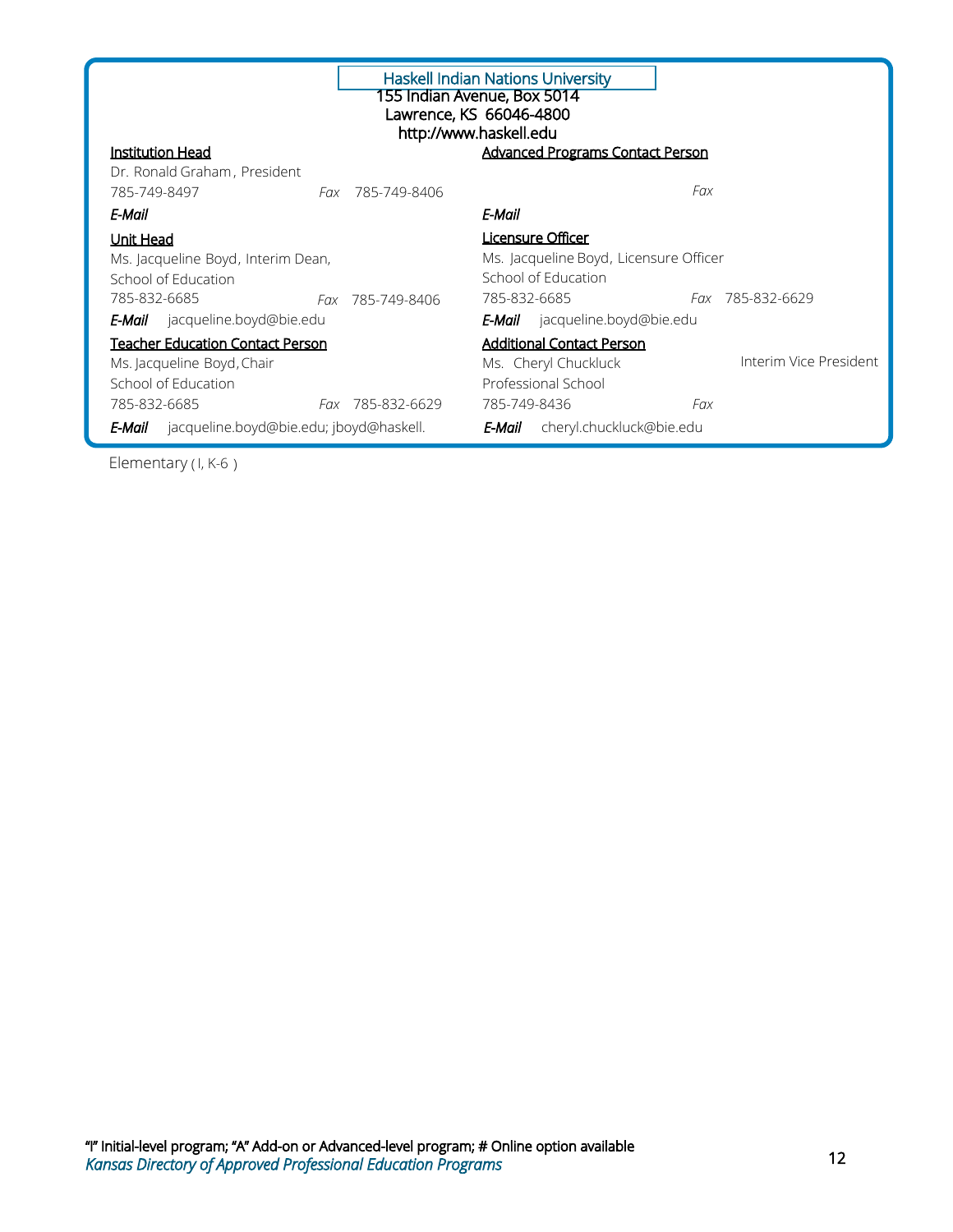## Haskell Indian Nations University

155 Indian Avenue, Box 5014
Lawrence, KS 66046-4800
http://www.haskell.edu

**Institution Head**
Dr. Ronald Graham, President
785-749-8497 *Fax* 785-749-8406
*E-Mail*

**Unit Head**
Ms. Jacqueline Boyd, Interim Dean, School of Education
785-832-6685 *Fax* 785-749-8406
*E-Mail* jacqueline.boyd@bie.edu

**Teacher Education Contact Person**
Ms. Jacqueline Boyd, Chair
School of Education
785-832-6685 *Fax* 785-832-6629
*E-Mail* jacqueline.boyd@bie.edu; jboyd@haskell.

**Advanced Programs Contact Person**
*Fax*
*E-Mail*

**Licensure Officer**
Ms. Jacqueline Boyd, Licensure Officer
School of Education
785-832-6685 *Fax* 785-832-6629
*E-Mail* jacqueline.boyd@bie.edu

**Additional Contact Person**
Ms. Cheryl Chuckluck, Interim Vice President
Professional School
785-749-8436 *Fax*
*E-Mail* cheryl.chuckluck@bie.edu

Elementary ( I, K-6 )

"I" Initial-level program; "A" Add-on or Advanced-level program; # Online option available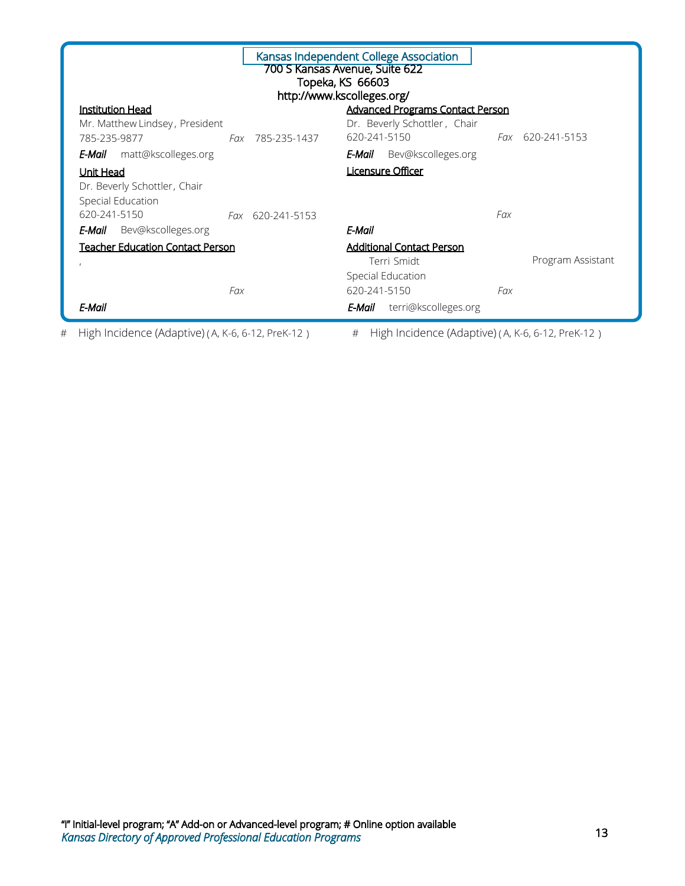## Kansas Independent College Association

700 S Kansas Avenue, Suite 622
Topeka, KS 66603
http://www.kscolleges.org/

**Institution Head**
Mr. Matthew Lindsey, President
785-235-9877 *Fax* 785-235-1437
***E-Mail*** matt@kscolleges.org

**Unit Head**
Dr. Beverly Schottler, Chair
Special Education
620-241-5150 *Fax* 620-241-5153
***E-Mail*** Bev@kscolleges.org

**Teacher Education Contact Person**
,
*Fax*
***E-Mail***

**Advanced Programs Contact Person**
Dr. Beverly Schottler, Chair
620-241-5150 *Fax* 620-241-5153
***E-Mail*** Bev@kscolleges.org

**Licensure Officer**
*Fax*
***E-Mail***

**Additional Contact Person**
Terri Smidt Program Assistant
Special Education
620-241-5150 *Fax*
***E-Mail*** terri@kscolleges.org

# High Incidence (Adaptive) ( A, K-6, 6-12, PreK-12 )

# High Incidence (Adaptive) ( A, K-6, 6-12, PreK-12 )

"I" Initial-level program; "A" Add-on or Advanced-level program; # Online option available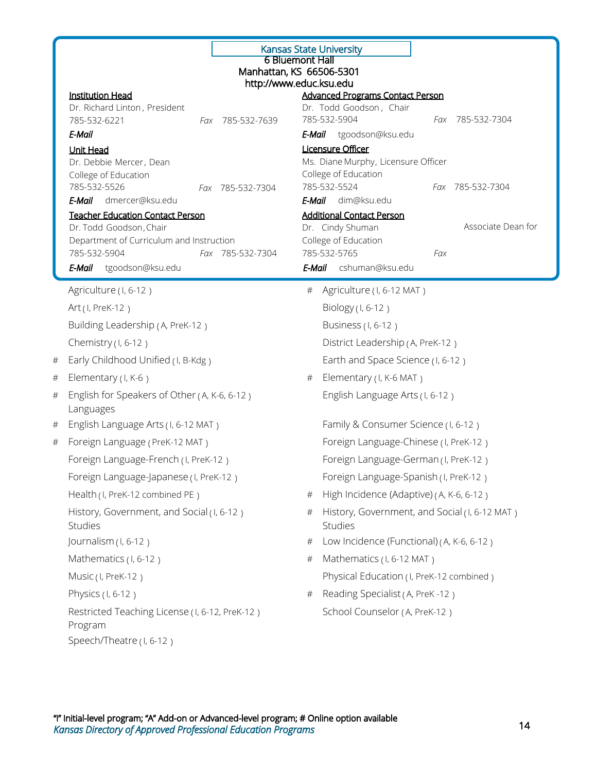## Kansas State University

6 Bluemont Hall
Manhattan, KS 66506-5301
http://www.educ.ksu.edu

**Institution Head**
Dr. Richard Linton, President
785-532-6221 *Fax* 785-532-7639
***E-Mail***

**Unit Head**
Dr. Debbie Mercer, Dean
College of Education
785-532-5526 *Fax* 785-532-7304
***E-Mail*** dmercer@ksu.edu

**Teacher Education Contact Person**
Dr. Todd Goodson, Chair
Department of Curriculum and Instruction
785-532-5904 *Fax* 785-532-7304
***E-Mail*** tgoodson@ksu.edu

**Advanced Programs Contact Person**
Dr. Todd Goodson, Chair
785-532-5904 *Fax* 785-532-7304
***E-Mail*** tgoodson@ksu.edu

**Licensure Officer**
Ms. Diane Murphy, Licensure Officer
College of Education
785-532-5524 *Fax* 785-532-7304
***E-Mail*** dim@ksu.edu

**Additional Contact Person**
Dr. Cindy Shuman, Associate Dean for
College of Education
785-532-5765 *Fax*
***E-Mail*** cshuman@ksu.edu

- Agriculture ( I, 6-12 )
- Art ( I, PreK-12 )
- Building Leadership ( A, PreK-12 )
- Chemistry ( I, 6-12 )
- # Early Childhood Unified ( I, B-Kdg )
- # Elementary ( I, K-6 )
- # English for Speakers of Other Languages ( A, K-6, 6-12 )
- # English Language Arts ( I, 6-12 MAT )
- # Foreign Language ( PreK-12 MAT )
- Foreign Language-French ( I, PreK-12 )
- Foreign Language-Japanese ( I, PreK-12 )
- Health ( I, PreK-12 combined PE )
- History, Government, and Social Studies ( I, 6-12 )
- Journalism ( I, 6-12 )
- Mathematics ( I, 6-12 )
- Music ( I, PreK-12 )
- Physics ( I, 6-12 )
- Restricted Teaching License Program ( I, 6-12, PreK-12 )
- Speech/Theatre ( I, 6-12 )
- # Agriculture ( I, 6-12 MAT )
- Biology ( I, 6-12 )
- Business ( I, 6-12 )
- District Leadership ( A, PreK-12 )
- Earth and Space Science ( I, 6-12 )
- # Elementary ( I, K-6 MAT )
- English Language Arts ( I, 6-12 )
- Family & Consumer Science ( I, 6-12 )
- Foreign Language-Chinese ( I, PreK-12 )
- Foreign Language-German ( I, PreK-12 )
- Foreign Language-Spanish ( I, PreK-12 )
- # High Incidence (Adaptive) ( A, K-6, 6-12 )
- # History, Government, and Social Studies ( I, 6-12 MAT )
- # Low Incidence (Functional) ( A, K-6, 6-12 )
- # Mathematics ( I, 6-12 MAT )
- Physical Education ( I, PreK-12 combined )
- # Reading Specialist ( A, PreK -12 )
- School Counselor ( A, PreK-12 )

"I" Initial-level program; "A" Add-on or Advanced-level program; # Online option available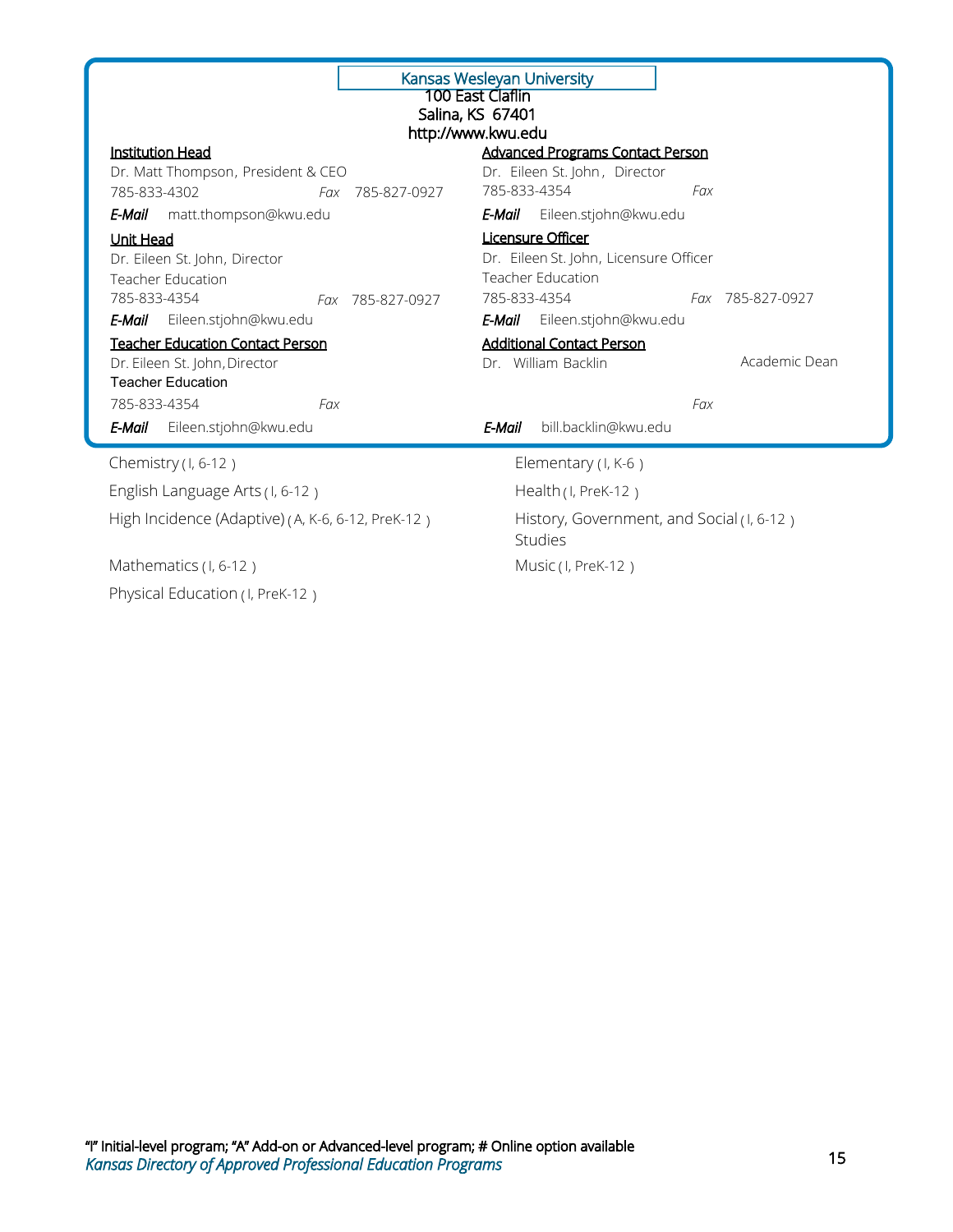## Kansas Wesleyan University

100 East Claflin
Salina, KS 67401
http://www.kwu.edu

**Institution Head**
Dr. Matt Thompson, President & CEO
785-833-4302 *Fax* 785-827-0927
***E-Mail*** matt.thompson@kwu.edu

**Unit Head**
Dr. Eileen St. John, Director
Teacher Education
785-833-4354 *Fax* 785-827-0927
***E-Mail*** Eileen.stjohn@kwu.edu

**Teacher Education Contact Person**
Dr. Eileen St. John, Director
Teacher Education
785-833-4354 *Fax*
***E-Mail*** Eileen.stjohn@kwu.edu

**Advanced Programs Contact Person**
Dr. Eileen St. John, Director
785-833-4354 *Fax*
***E-Mail*** Eileen.stjohn@kwu.edu

**Licensure Officer**
Dr. Eileen St. John, Licensure Officer
Teacher Education
785-833-4354 *Fax* 785-827-0927
***E-Mail*** Eileen.stjohn@kwu.edu

**Additional Contact Person**
Dr. William Backlin Academic Dean
*Fax*
***E-Mail*** bill.backlin@kwu.edu

- Chemistry ( I, 6-12 )
- Elementary ( I, K-6 )
- English Language Arts ( I, 6-12 )
- Health ( I, PreK-12 )
- High Incidence (Adaptive) ( A, K-6, 6-12, PreK-12 )
- History, Government, and Social Studies ( I, 6-12 )
- Mathematics ( I, 6-12 )
- Music ( I, PreK-12 )
- Physical Education ( I, PreK-12 )

"I" Initial-level program; "A" Add-on or Advanced-level program; # Online option available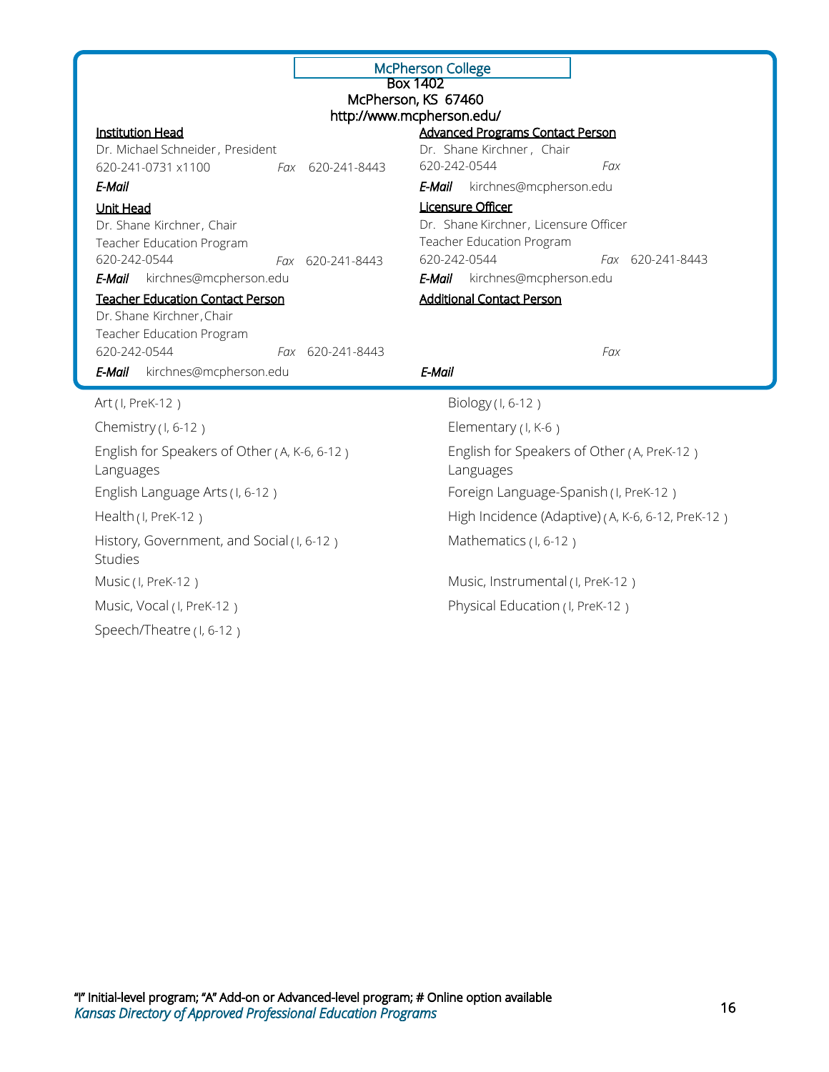# McPherson College

Box 1402
McPherson, KS 67460
http://www.mcpherson.edu/

**Institution Head**
Dr. Michael Schneider, President
620-241-0731 x1100 *Fax* 620-241-8443
***E-Mail***

**Advanced Programs Contact Person**
Dr. Shane Kirchner, Chair
620-242-0544 *Fax*
***E-Mail*** kirchnes@mcpherson.edu

**Unit Head**
Dr. Shane Kirchner, Chair
Teacher Education Program
620-242-0544 *Fax* 620-241-8443
***E-Mail*** kirchnes@mcpherson.edu

**Licensure Officer**
Dr. Shane Kirchner, Licensure Officer
Teacher Education Program
620-242-0544 *Fax* 620-241-8443
***E-Mail*** kirchnes@mcpherson.edu

**Teacher Education Contact Person**
Dr. Shane Kirchner, Chair
Teacher Education Program
620-242-0544 *Fax* 620-241-8443
***E-Mail*** kirchnes@mcpherson.edu

**Additional Contact Person**
*Fax*
***E-Mail***

Art ( I, PreK-12 )
Biology ( I, 6-12 )
Chemistry ( I, 6-12 )
Elementary ( I, K-6 )
English for Speakers of Other Languages ( A, K-6, 6-12 )
English for Speakers of Other Languages ( A, PreK-12 )
English Language Arts ( I, 6-12 )
Foreign Language-Spanish ( I, PreK-12 )
Health ( I, PreK-12 )
High Incidence (Adaptive) ( A, K-6, 6-12, PreK-12 )
History, Government, and Social Studies ( I, 6-12 )
Mathematics ( I, 6-12 )
Music ( I, PreK-12 )
Music, Instrumental ( I, PreK-12 )
Music, Vocal ( I, PreK-12 )
Physical Education ( I, PreK-12 )
Speech/Theatre ( I, 6-12 )

"I" Initial-level program; "A" Add-on or Advanced-level program; # Online option available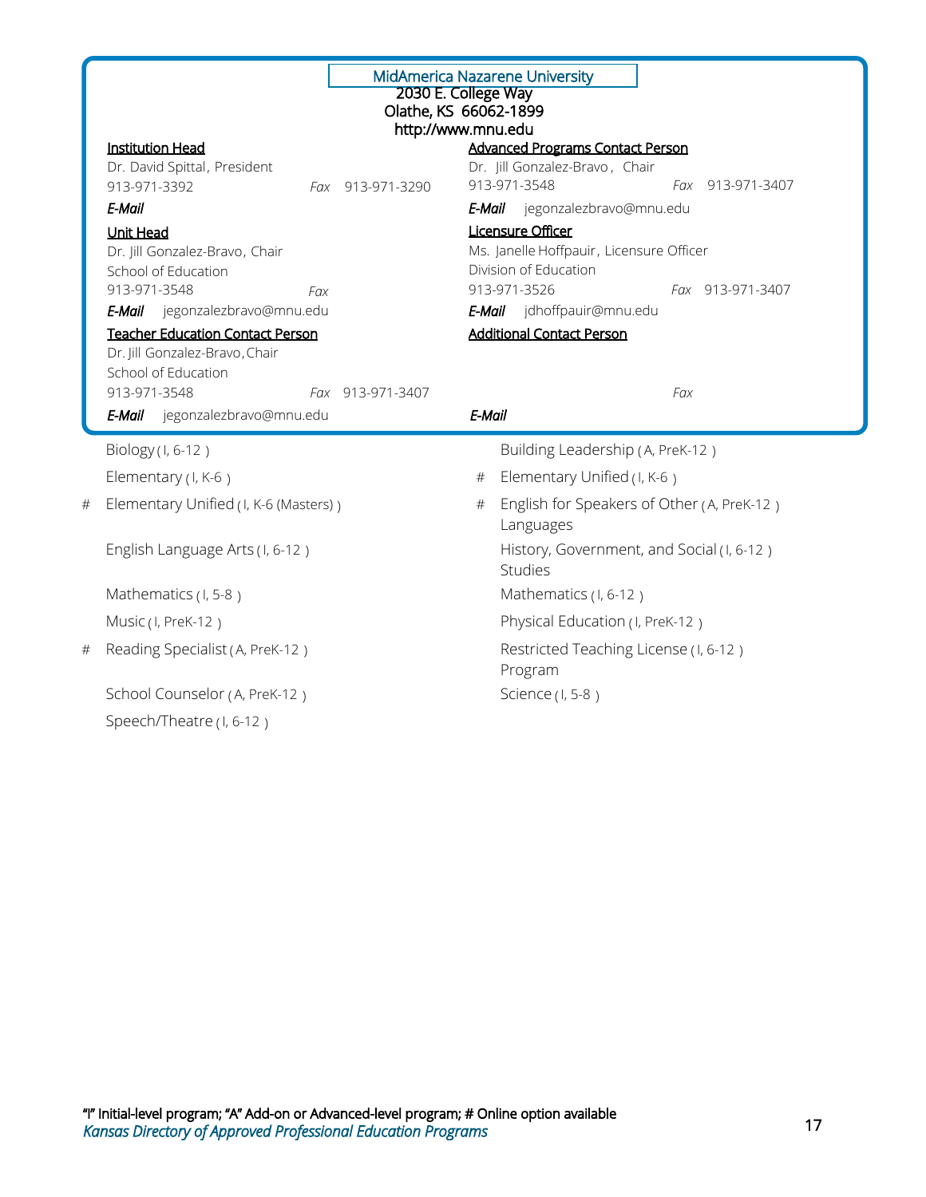## MidAmerica Nazarene University

2030 E. College Way
Olathe, KS 66062-1899
http://www.mnu.edu

**Institution Head**
Dr. David Spittal, President
913-971-3392 *Fax* 913-971-3290
***E-Mail***

**Unit Head**
Dr. Jill Gonzalez-Bravo, Chair
School of Education
913-971-3548 *Fax*
***E-Mail*** jegonzalezbravo@mnu.edu

**Teacher Education Contact Person**
Dr. Jill Gonzalez-Bravo, Chair
School of Education
913-971-3548 *Fax* 913-971-3407
***E-Mail*** jegonzalezbravo@mnu.edu

**Advanced Programs Contact Person**
Dr. Jill Gonzalez-Bravo, Chair
913-971-3548 *Fax* 913-971-3407
***E-Mail*** jegonzalezbravo@mnu.edu

**Licensure Officer**
Ms. Janelle Hoffpauir, Licensure Officer
Division of Education
913-971-3526 *Fax* 913-971-3407
***E-Mail*** jdhoffpauir@mnu.edu

**Additional Contact Person**

*Fax*
***E-Mail***

- Biology ( I, 6-12 )
- Elementary ( I, K-6 )
- # Elementary Unified ( I, K-6 (Masters) )
- English Language Arts ( I, 6-12 )
- Mathematics ( I, 5-8 )
- Music ( I, PreK-12 )
- # Reading Specialist ( A, PreK-12 )
- School Counselor ( A, PreK-12 )
- Speech/Theatre ( I, 6-12 )
- Building Leadership ( A, PreK-12 )
- # Elementary Unified ( I, K-6 )
- # English for Speakers of Other Languages ( A, PreK-12 )
- History, Government, and Social Studies ( I, 6-12 )
- Mathematics ( I, 6-12 )
- Physical Education ( I, PreK-12 )
- Restricted Teaching License Program ( I, 6-12 )
- Science ( I, 5-8 )

"I" Initial-level program; "A" Add-on or Advanced-level program; # Online option available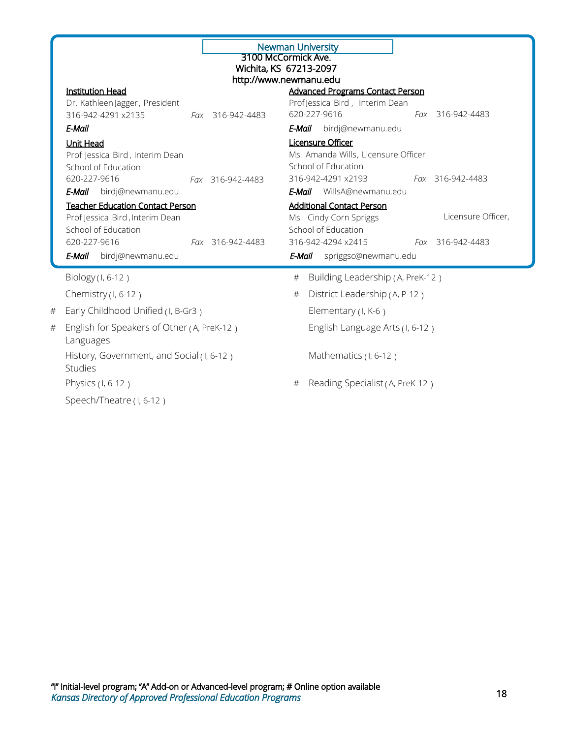## Newman University

3100 McCormick Ave.
Wichita, KS 67213-2097
http://www.newmanu.edu

**Institution Head**
Dr. Kathleen Jagger, President
316-942-4291 x2135 *Fax* 316-942-4483
***E-Mail***

**Unit Head**
Prof Jessica Bird, Interim Dean
School of Education
620-227-9616 *Fax* 316-942-4483
***E-Mail*** birdj@newmanu.edu

**Teacher Education Contact Person**
Prof Jessica Bird, Interim Dean
School of Education
620-227-9616 *Fax* 316-942-4483
***E-Mail*** birdj@newmanu.edu

**Advanced Programs Contact Person**
Prof Jessica Bird, Interim Dean
620-227-9616 *Fax* 316-942-4483
***E-Mail*** birdj@newmanu.edu

**Licensure Officer**
Ms. Amanda Wills, Licensure Officer
School of Education
316-942-4291 x2193 *Fax* 316-942-4483
***E-Mail*** WillsA@newmanu.edu

**Additional Contact Person**
Ms. Cindy Corn Spriggs, Licensure Officer,
School of Education
316-942-4294 x2415 *Fax* 316-942-4483
***E-Mail*** spriggsc@newmanu.edu

- Biology ( I, 6-12 )
- Chemistry ( I, 6-12 )
- # Early Childhood Unified ( I, B-Gr3 )
- # English for Speakers of Other Languages ( A, PreK-12 )
- History, Government, and Social Studies ( I, 6-12 )
- Physics ( I, 6-12 )
- Speech/Theatre ( I, 6-12 )
- # Building Leadership ( A, PreK-12 )
- # District Leadership ( A, P-12 )
- Elementary ( I, K-6 )
- English Language Arts ( I, 6-12 )
- Mathematics ( I, 6-12 )
- # Reading Specialist ( A, PreK-12 )

"I" Initial-level program; "A" Add-on or Advanced-level program; # Online option available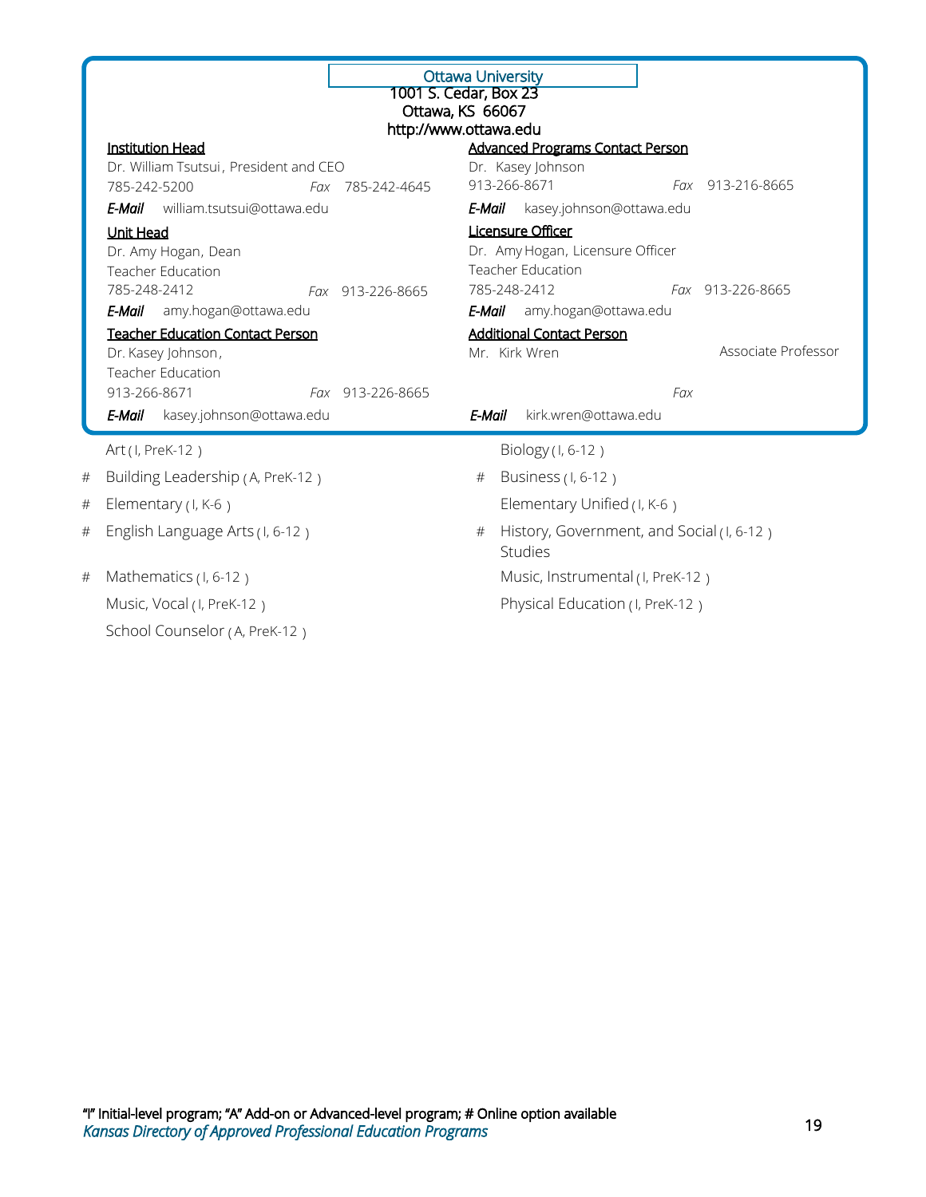## Ottawa University

1001 S. Cedar, Box 23
Ottawa, KS 66067
http://www.ottawa.edu

**Institution Head**
Dr. William Tsutsui, President and CEO
785-242-5200 *Fax* 785-242-4645
***E-Mail*** william.tsutsui@ottawa.edu

**Unit Head**
Dr. Amy Hogan, Dean
Teacher Education
785-248-2412 *Fax* 913-226-8665
***E-Mail*** amy.hogan@ottawa.edu

**Teacher Education Contact Person**
Dr. Kasey Johnson,
Teacher Education
913-266-8671 *Fax* 913-226-8665
***E-Mail*** kasey.johnson@ottawa.edu

**Advanced Programs Contact Person**
Dr. Kasey Johnson
913-266-8671 *Fax* 913-216-8665
***E-Mail*** kasey.johnson@ottawa.edu

**Licensure Officer**
Dr. Amy Hogan, Licensure Officer
Teacher Education
785-248-2412 *Fax* 913-226-8665
***E-Mail*** amy.hogan@ottawa.edu

**Additional Contact Person**
Mr. Kirk Wren, Associate Professor
*Fax*
***E-Mail*** kirk.wren@ottawa.edu

- Art ( I, PreK-12 )
- Biology ( I, 6-12 )
- # Building Leadership ( A, PreK-12 )
- # Business ( I, 6-12 )
- # Elementary ( I, K-6 )
- Elementary Unified ( I, K-6 )
- # English Language Arts ( I, 6-12 )
- # History, Government, and Social Studies ( I, 6-12 )
- # Mathematics ( I, 6-12 )
- Music, Instrumental ( I, PreK-12 )
- Music, Vocal ( I, PreK-12 )
- Physical Education ( I, PreK-12 )
- School Counselor ( A, PreK-12 )

"I" Initial-level program; "A" Add-on or Advanced-level program; # Online option available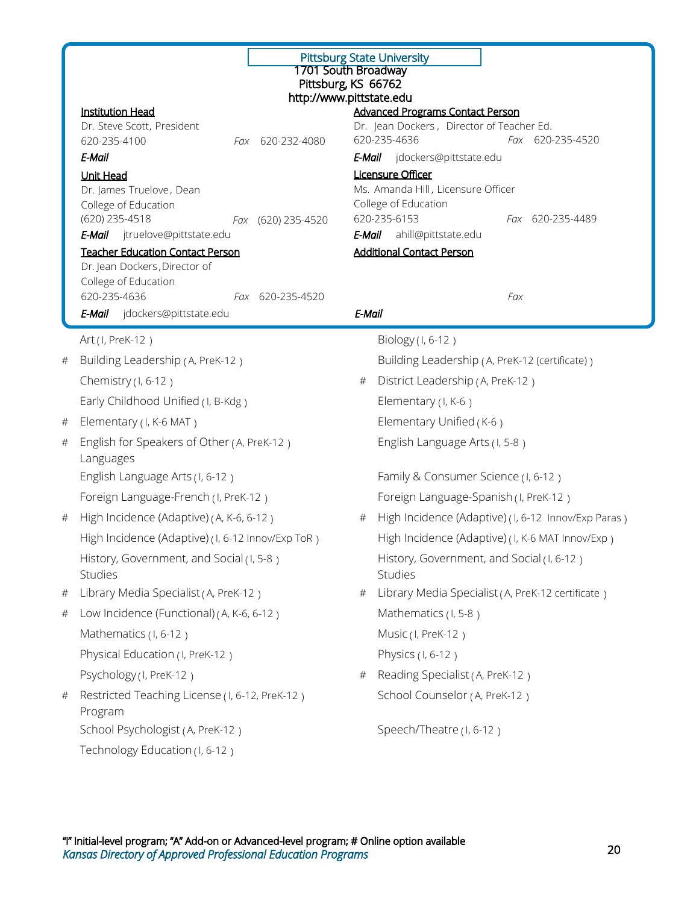## Pittsburg State University

1701 South Broadway
Pittsburg, KS 66762
http://www.pittstate.edu

**Institution Head**
Dr. Steve Scott, President
620-235-4100 *Fax* 620-232-4080
***E-Mail***

**Unit Head**
Dr. James Truelove, Dean
College of Education
(620) 235-4518 *Fax* (620) 235-4520
***E-Mail*** jtruelove@pittstate.edu

**Teacher Education Contact Person**
Dr. Jean Dockers, Director of
College of Education
620-235-4636 *Fax* 620-235-4520
***E-Mail*** jdockers@pittstate.edu

**Advanced Programs Contact Person**
Dr. Jean Dockers, Director of Teacher Ed.
620-235-4636 *Fax* 620-235-4520
***E-Mail*** jdockers@pittstate.edu

**Licensure Officer**
Ms. Amanda Hill, Licensure Officer
College of Education
620-235-6153 *Fax* 620-235-4489
***E-Mail*** ahill@pittstate.edu

**Additional Contact Person**
*Fax*
***E-Mail***

- Art ( I, PreK-12 )
- Biology ( I, 6-12 )
- # Building Leadership ( A, PreK-12 )
- Building Leadership ( A, PreK-12 (certificate) )
- Chemistry ( I, 6-12 )
- # District Leadership ( A, PreK-12 )
- Early Childhood Unified ( I, B-Kdg )
- Elementary ( I, K-6 )
- # Elementary ( I, K-6 MAT )
- Elementary Unified ( K-6 )
- # English for Speakers of Other Languages ( A, PreK-12 )
- English Language Arts ( I, 5-8 )
- English Language Arts ( I, 6-12 )
- Family & Consumer Science ( I, 6-12 )
- Foreign Language-French ( I, PreK-12 )
- Foreign Language-Spanish ( I, PreK-12 )
- # High Incidence (Adaptive) ( A, K-6, 6-12 )
- # High Incidence (Adaptive) ( I, 6-12 Innov/Exp Paras )
- High Incidence (Adaptive) ( I, 6-12 Innov/Exp ToR )
- High Incidence (Adaptive) ( I, K-6 MAT Innov/Exp )
- History, Government, and Social Studies ( I, 5-8 )
- History, Government, and Social Studies ( I, 6-12 )
- # Library Media Specialist ( A, PreK-12 )
- # Library Media Specialist ( A, PreK-12 certificate )
- # Low Incidence (Functional) ( A, K-6, 6-12 )
- Mathematics ( I, 5-8 )
- Mathematics ( I, 6-12 )
- Music ( I, PreK-12 )
- Physical Education ( I, PreK-12 )
- Physics ( I, 6-12 )
- Psychology ( I, PreK-12 )
- # Reading Specialist ( A, PreK-12 )
- # Restricted Teaching License Program ( I, 6-12, PreK-12 )
- School Counselor ( A, PreK-12 )
- School Psychologist ( A, PreK-12 )
- Speech/Theatre ( I, 6-12 )
- Technology Education ( I, 6-12 )

"I" Initial-level program; "A" Add-on or Advanced-level program; # Online option available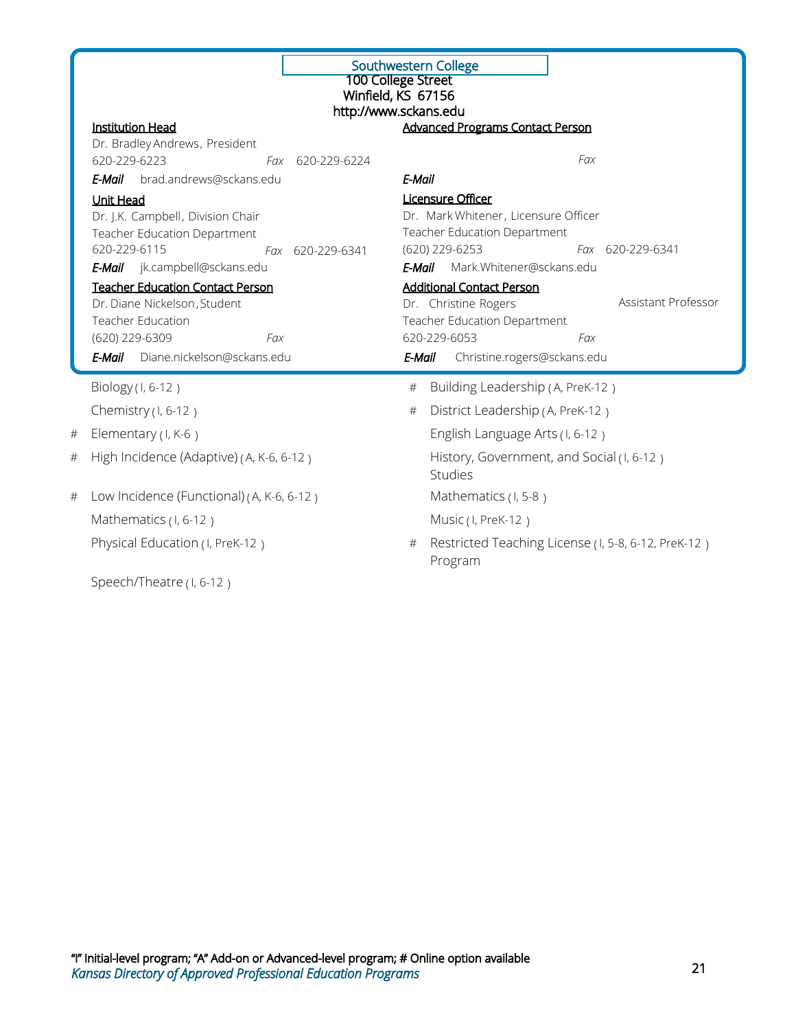## Southwestern College

100 College Street
Winfield, KS 67156
http://www.sckans.edu

**Institution Head**
Dr. Bradley Andrews, President
620-229-6223 *Fax* 620-229-6224
***E-Mail*** brad.andrews@sckans.edu

**Unit Head**
Dr. J.K. Campbell, Division Chair
Teacher Education Department
620-229-6115 *Fax* 620-229-6341
***E-Mail*** jk.campbell@sckans.edu

**Teacher Education Contact Person**
Dr. Diane Nickelson, Student
Teacher Education
(620) 229-6309 *Fax*
***E-Mail*** Diane.nickelson@sckans.edu

**Advanced Programs Contact Person**
*Fax*
***E-Mail***

**Licensure Officer**
Dr. Mark Whitener, Licensure Officer
Teacher Education Department
(620) 229-6253 *Fax* 620-229-6341
***E-Mail*** Mark.Whitener@sckans.edu

**Additional Contact Person**
Dr. Christine Rogers Assistant Professor
Teacher Education Department
620-229-6053 *Fax*
***E-Mail*** Christine.rogers@sckans.edu

- Biology ( I, 6-12 )
- Chemistry ( I, 6-12 )
- # Elementary ( I, K-6 )
- # High Incidence (Adaptive) ( A, K-6, 6-12 )
- # Low Incidence (Functional) ( A, K-6, 6-12 )
- Mathematics ( I, 6-12 )
- Physical Education ( I, PreK-12 )
- Speech/Theatre ( I, 6-12 )
- # Building Leadership ( A, PreK-12 )
- # District Leadership ( A, PreK-12 )
- English Language Arts ( I, 6-12 )
- History, Government, and Social Studies ( I, 6-12 )
- Mathematics ( I, 5-8 )
- Music ( I, PreK-12 )
- # Restricted Teaching License Program ( I, 5-8, 6-12, PreK-12 )

"I" Initial-level program; "A" Add-on or Advanced-level program; # Online option available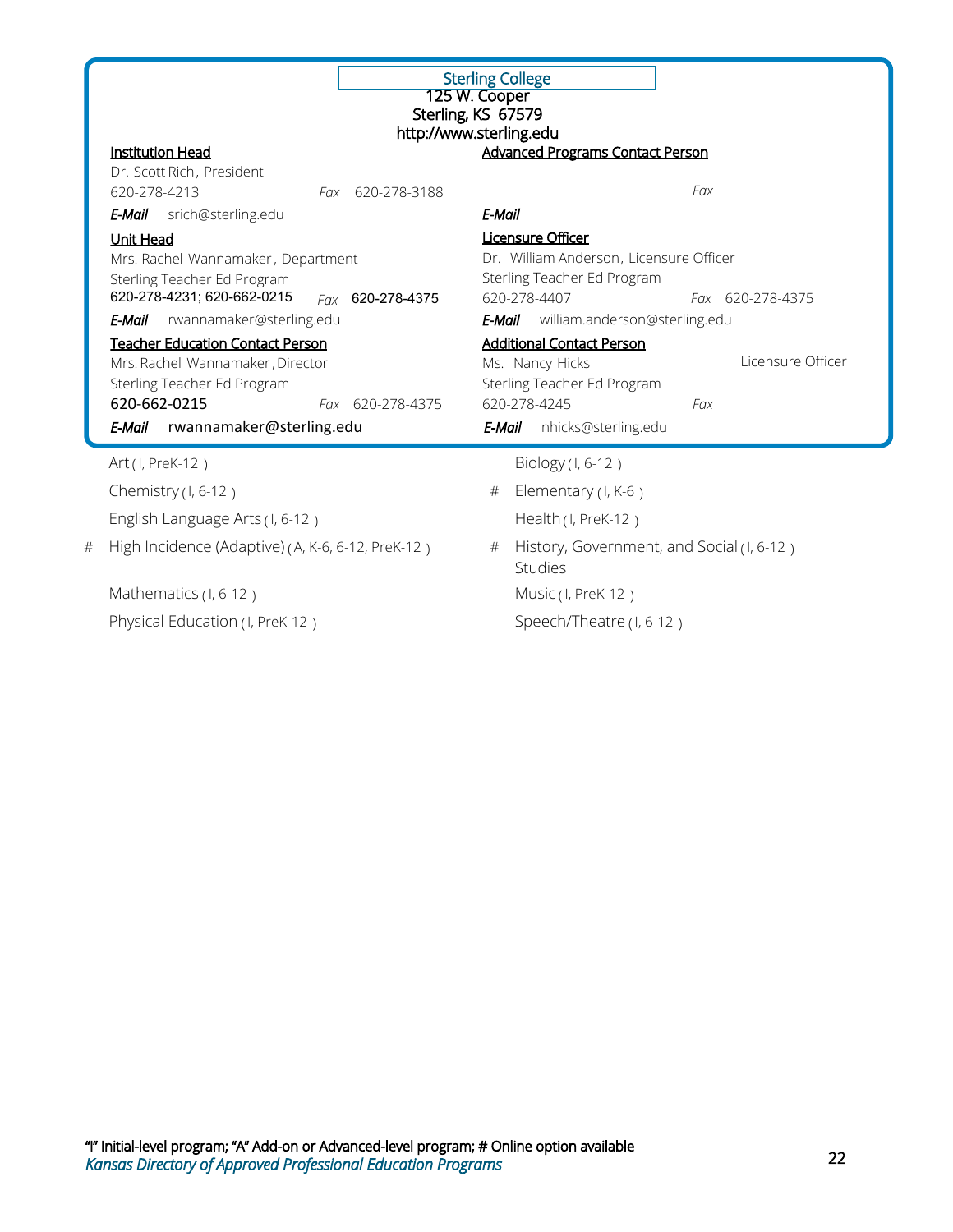## Sterling College

125 W. Cooper
Sterling, KS 67579
http://www.sterling.edu

**Institution Head**
Dr. Scott Rich, President
620-278-4213 *Fax* 620-278-3188
***E-Mail*** srich@sterling.edu

**Unit Head**
Mrs. Rachel Wannamaker, Department
Sterling Teacher Ed Program
620-278-4231; 620-662-0215 *Fax* 620-278-4375
***E-Mail*** rwannamaker@sterling.edu

**Teacher Education Contact Person**
Mrs. Rachel Wannamaker, Director
Sterling Teacher Ed Program
620-662-0215 *Fax* 620-278-4375
***E-Mail*** rwannamaker@sterling.edu

**Advanced Programs Contact Person**
*Fax*
***E-Mail***

**Licensure Officer**
Dr. William Anderson, Licensure Officer
Sterling Teacher Ed Program
620-278-4407 *Fax* 620-278-4375
***E-Mail*** william.anderson@sterling.edu

**Additional Contact Person**
Ms. Nancy Hicks Licensure Officer
Sterling Teacher Ed Program
620-278-4245 *Fax*
***E-Mail*** nhicks@sterling.edu

- Art ( I, PreK-12 )
- Chemistry ( I, 6-12 )
- English Language Arts ( I, 6-12 )
- # High Incidence (Adaptive) ( A, K-6, 6-12, PreK-12 )
- Mathematics ( I, 6-12 )
- Physical Education ( I, PreK-12 )
- Biology ( I, 6-12 )
- # Elementary ( I, K-6 )
- Health ( I, PreK-12 )
- # History, Government, and Social Studies ( I, 6-12 )
- Music ( I, PreK-12 )
- Speech/Theatre ( I, 6-12 )

"I" Initial-level program; "A" Add-on or Advanced-level program; # Online option available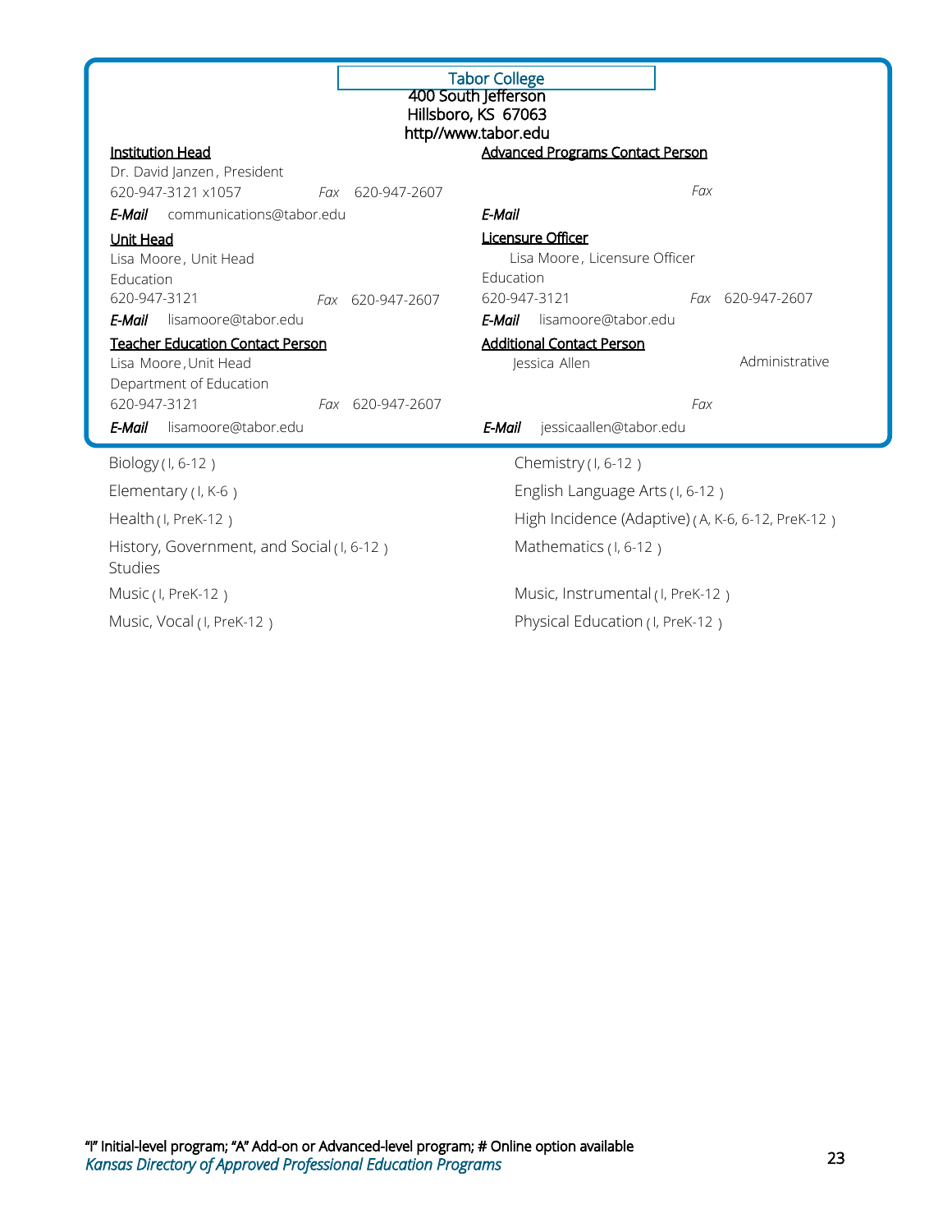## Tabor College

400 South Jefferson
Hillsboro, KS 67063
http//www.tabor.edu

**Institution Head**
Dr. David Janzen, President
620-947-3121 x1057 *Fax* 620-947-2607
***E-Mail*** communications@tabor.edu

**Unit Head**
Lisa Moore, Unit Head
Education
620-947-3121 *Fax* 620-947-2607
***E-Mail*** lisamoore@tabor.edu

**Teacher Education Contact Person**
Lisa Moore, Unit Head
Department of Education
620-947-3121 *Fax* 620-947-2607
***E-Mail*** lisamoore@tabor.edu

**Advanced Programs Contact Person**
*Fax*
***E-Mail***

**Licensure Officer**
Lisa Moore, Licensure Officer
Education
620-947-3121 *Fax* 620-947-2607
***E-Mail*** lisamoore@tabor.edu

**Additional Contact Person**
Jessica Allen Administrative
*Fax*
***E-Mail*** jessicaallen@tabor.edu

- Biology ( I, 6-12 )
- Chemistry ( I, 6-12 )
- Elementary ( I, K-6 )
- English Language Arts ( I, 6-12 )
- Health ( I, PreK-12 )
- High Incidence (Adaptive) ( A, K-6, 6-12, PreK-12 )
- History, Government, and Social Studies ( I, 6-12 )
- Mathematics ( I, 6-12 )
- Music ( I, PreK-12 )
- Music, Instrumental ( I, PreK-12 )
- Music, Vocal ( I, PreK-12 )
- Physical Education ( I, PreK-12 )

"I" Initial-level program; "A" Add-on or Advanced-level program; # Online option available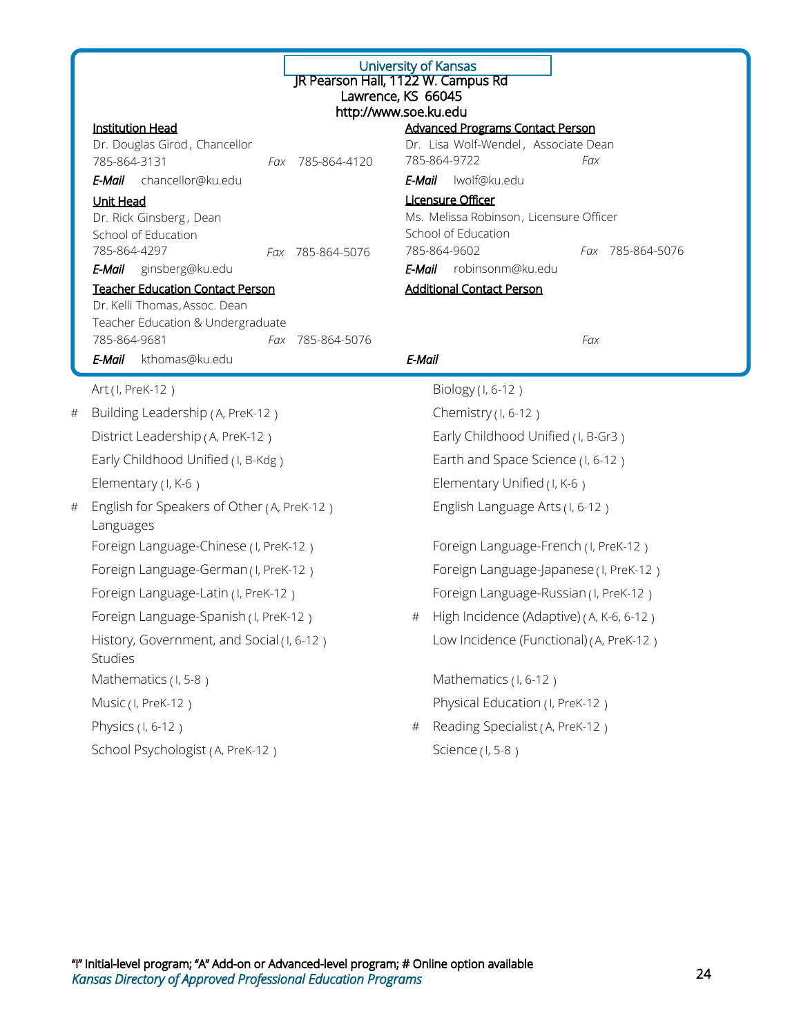## University of Kansas

JR Pearson Hall, 1122 W. Campus Rd
Lawrence, KS 66045
http://www.soe.ku.edu

**Institution Head**
Dr. Douglas Girod, Chancellor
785-864-3131 *Fax* 785-864-4120
***E-Mail*** chancellor@ku.edu

**Unit Head**
Dr. Rick Ginsberg, Dean
School of Education
785-864-4297 *Fax* 785-864-5076
***E-Mail*** ginsberg@ku.edu

**Teacher Education Contact Person**
Dr. Kelli Thomas, Assoc. Dean
Teacher Education & Undergraduate
785-864-9681 *Fax* 785-864-5076
***E-Mail*** kthomas@ku.edu

**Advanced Programs Contact Person**
Dr. Lisa Wolf-Wendel, Associate Dean
785-864-9722 *Fax*
***E-Mail*** lwolf@ku.edu

**Licensure Officer**
Ms. Melissa Robinson, Licensure Officer
School of Education
785-864-9602 *Fax* 785-864-5076
***E-Mail*** robinsonm@ku.edu

**Additional Contact Person**
*Fax*
***E-Mail***

| | |
|---|---|
| Art ( I, PreK-12 ) | Biology ( I, 6-12 ) |
| # Building Leadership ( A, PreK-12 ) | Chemistry ( I, 6-12 ) |
| District Leadership ( A, PreK-12 ) | Early Childhood Unified ( I, B-Gr3 ) |
| Early Childhood Unified ( I, B-Kdg ) | Earth and Space Science ( I, 6-12 ) |
| Elementary ( I, K-6 ) | Elementary Unified ( I, K-6 ) |
| # English for Speakers of Other Languages ( A, PreK-12 ) | English Language Arts ( I, 6-12 ) |
| Foreign Language-Chinese ( I, PreK-12 ) | Foreign Language-French ( I, PreK-12 ) |
| Foreign Language-German ( I, PreK-12 ) | Foreign Language-Japanese ( I, PreK-12 ) |
| Foreign Language-Latin ( I, PreK-12 ) | Foreign Language-Russian ( I, PreK-12 ) |
| Foreign Language-Spanish ( I, PreK-12 ) | # High Incidence (Adaptive) ( A, K-6, 6-12 ) |
| History, Government, and Social Studies ( I, 6-12 ) | Low Incidence (Functional) ( A, PreK-12 ) |
| Mathematics ( I, 5-8 ) | Mathematics ( I, 6-12 ) |
| Music ( I, PreK-12 ) | Physical Education ( I, PreK-12 ) |
| Physics ( I, 6-12 ) | # Reading Specialist ( A, PreK-12 ) |
| School Psychologist ( A, PreK-12 ) | Science ( I, 5-8 ) |

"I" Initial-level program; "A" Add-on or Advanced-level program; # Online option available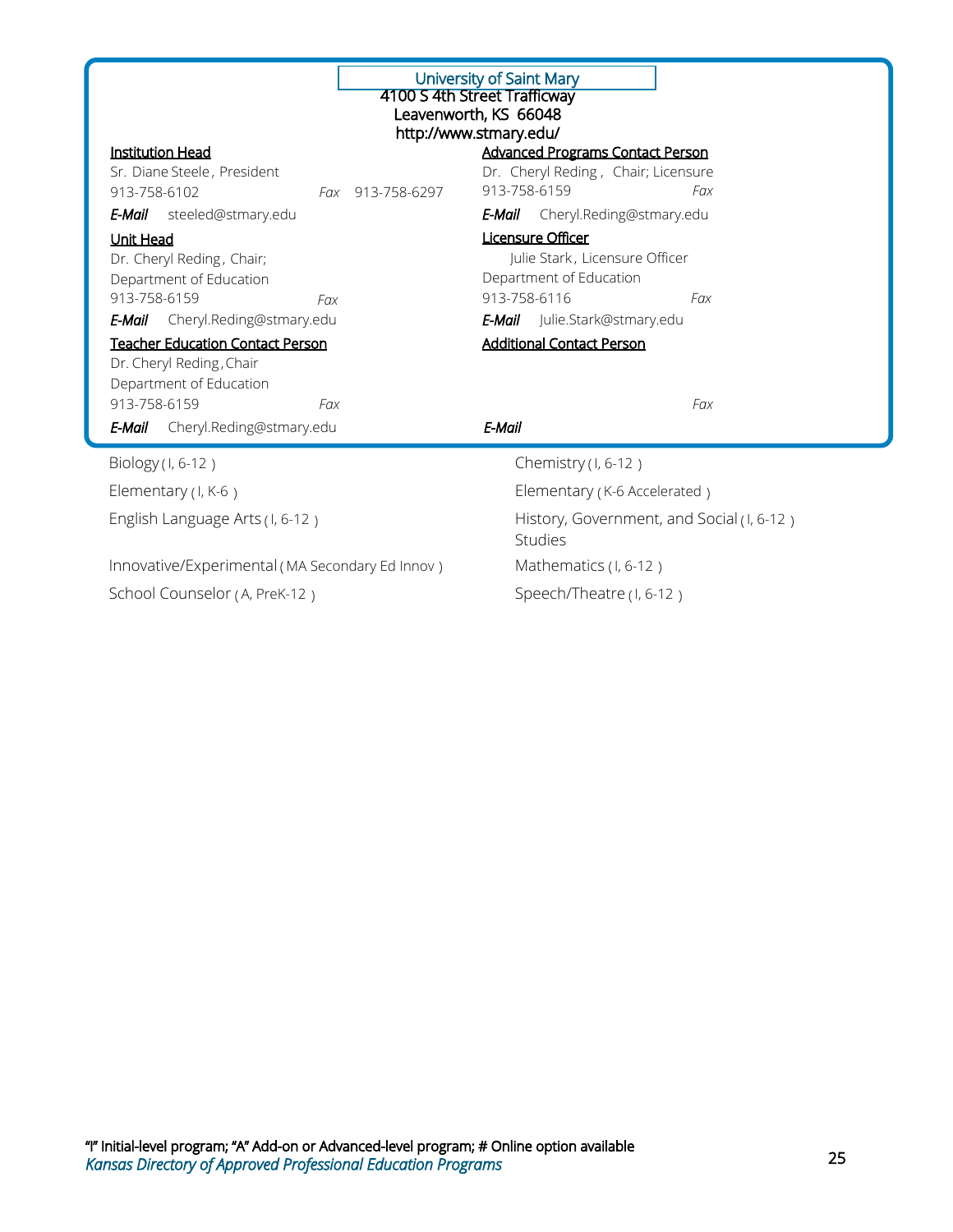## University of Saint Mary

4100 S 4th Street Trafficway
Leavenworth, KS 66048
http://www.stmary.edu/

**Institution Head**
Sr. Diane Steele , President
913-758-6102 *Fax* 913-758-6297
***E-Mail*** steeled@stmary.edu

**Unit Head**
Dr. Cheryl Reding , Chair;
Department of Education
913-758-6159 *Fax*
***E-Mail*** Cheryl.Reding@stmary.edu

**Teacher Education Contact Person**
Dr. Cheryl Reding , Chair
Department of Education
913-758-6159 *Fax*
***E-Mail*** Cheryl.Reding@stmary.edu

**Advanced Programs Contact Person**
Dr. Cheryl Reding , Chair; Licensure
913-758-6159 *Fax*
***E-Mail*** Cheryl.Reding@stmary.edu

**Licensure Officer**
Julie Stark , Licensure Officer
Department of Education
913-758-6116 *Fax*
***E-Mail*** Julie.Stark@stmary.edu

**Additional Contact Person**
*Fax*
***E-Mail***

- Biology ( I, 6-12 )
- Chemistry ( I, 6-12 )
- Elementary ( I, K-6 )
- Elementary ( K-6 Accelerated )
- English Language Arts ( I, 6-12 )
- History, Government, and Social Studies ( I, 6-12 )
- Innovative/Experimental ( MA Secondary Ed Innov )
- Mathematics ( I, 6-12 )
- School Counselor ( A, PreK-12 )
- Speech/Theatre ( I, 6-12 )

"I" Initial-level program; "A" Add-on or Advanced-level program; # Online option available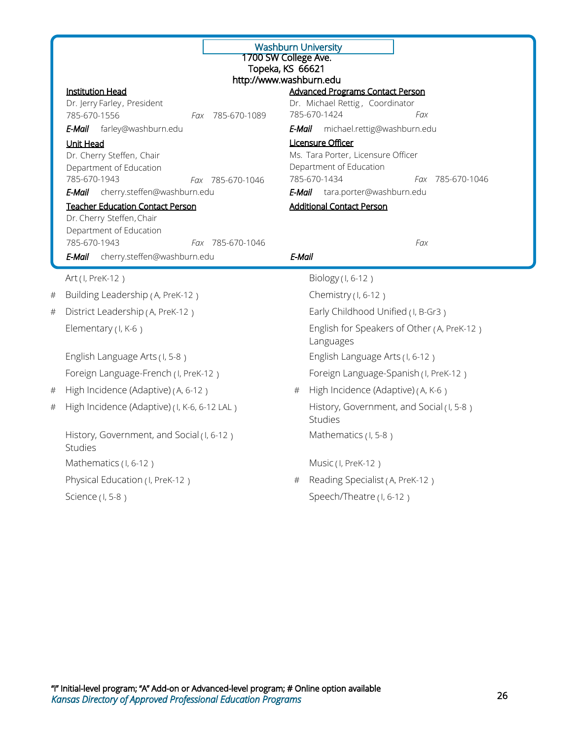## Washburn University

1700 SW College Ave.
Topeka, KS 66621
http://www.washburn.edu

**Institution Head**
Dr. Jerry Farley, President
785-670-1556 *Fax* 785-670-1089
***E-Mail*** farley@washburn.edu

**Unit Head**
Dr. Cherry Steffen, Chair
Department of Education
785-670-1943 *Fax* 785-670-1046
***E-Mail*** cherry.steffen@washburn.edu

**Teacher Education Contact Person**
Dr. Cherry Steffen, Chair
Department of Education
785-670-1943 *Fax* 785-670-1046
***E-Mail*** cherry.steffen@washburn.edu

**Advanced Programs Contact Person**
Dr. Michael Rettig, Coordinator
785-670-1424 *Fax*
***E-Mail*** michael.rettig@washburn.edu

**Licensure Officer**
Ms. Tara Porter, Licensure Officer
Department of Education
785-670-1434 *Fax* 785-670-1046
***E-Mail*** tara.porter@washburn.edu

**Additional Contact Person**
*Fax*
***E-Mail***

- Art ( I, PreK-12 )
- \# Building Leadership ( A, PreK-12 )
- \# District Leadership ( A, PreK-12 )
- Elementary ( I, K-6 )
- English Language Arts ( I, 5-8 )
- Foreign Language-French ( I, PreK-12 )
- \# High Incidence (Adaptive) ( A, 6-12 )
- \# High Incidence (Adaptive) ( I, K-6, 6-12 LAL )
- History, Government, and Social Studies ( I, 6-12 )
- Mathematics ( I, 6-12 )
- Physical Education ( I, PreK-12 )
- Science ( I, 5-8 )
- Biology ( I, 6-12 )
- Chemistry ( I, 6-12 )
- Early Childhood Unified ( I, B-Gr3 )
- English for Speakers of Other Languages ( A, PreK-12 )
- English Language Arts ( I, 6-12 )
- Foreign Language-Spanish ( I, PreK-12 )
- \# High Incidence (Adaptive) ( A, K-6 )
- History, Government, and Social Studies ( I, 5-8 )
- Mathematics ( I, 5-8 )
- Music ( I, PreK-12 )
- \# Reading Specialist ( A, PreK-12 )
- Speech/Theatre ( I, 6-12 )

"I" Initial-level program; "A" Add-on or Advanced-level program; # Online option available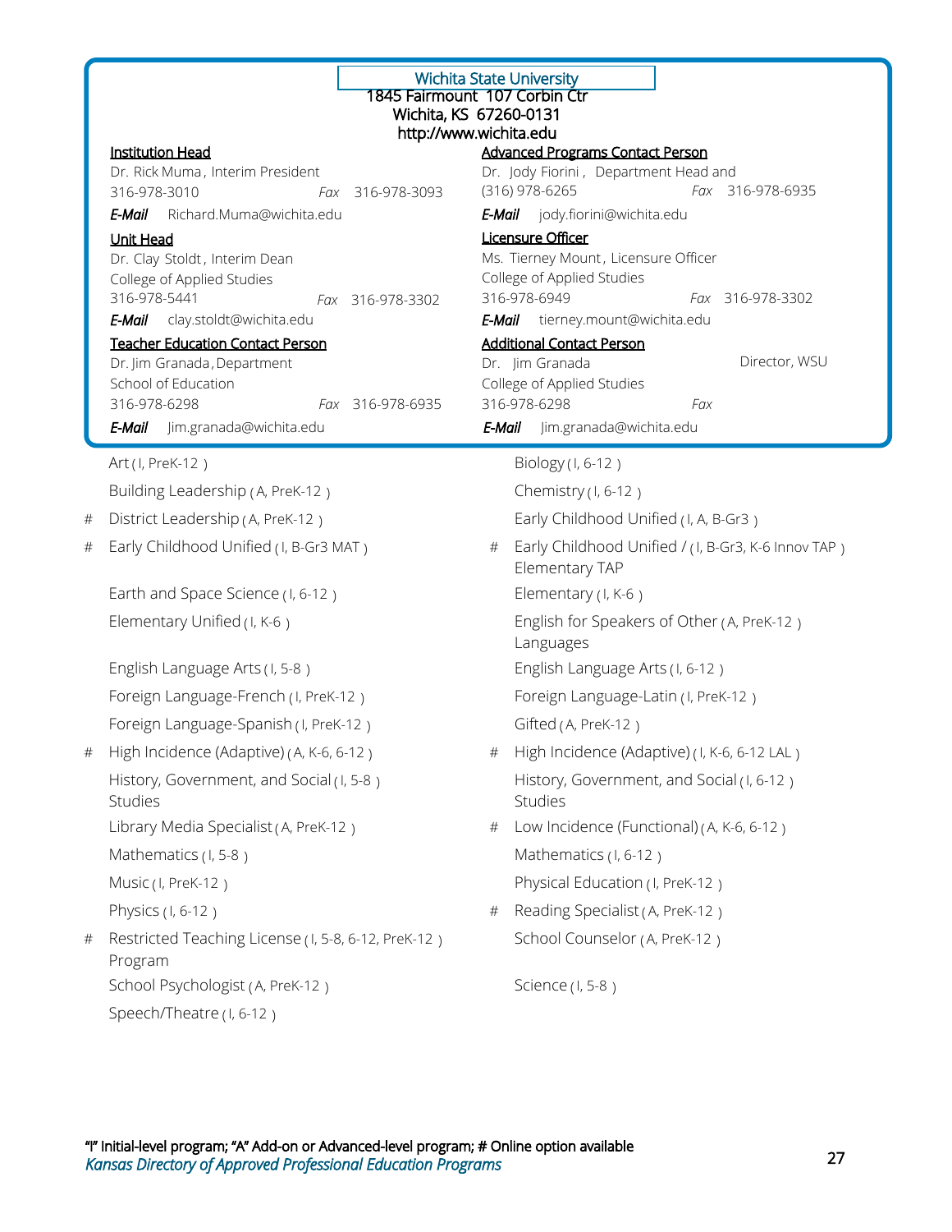## Wichita State University

1845 Fairmount 107 Corbin Ctr
Wichita, KS 67260-0131
http://www.wichita.edu

**Institution Head**
Dr. Rick Muma, Interim President
316-978-3010 *Fax* 316-978-3093
***E-Mail*** Richard.Muma@wichita.edu

**Unit Head**
Dr. Clay Stoldt, Interim Dean
College of Applied Studies
316-978-5441 *Fax* 316-978-3302
***E-Mail*** clay.stoldt@wichita.edu

**Teacher Education Contact Person**
Dr. Jim Granada, Department
School of Education
316-978-6298 *Fax* 316-978-6935
***E-Mail*** Jim.granada@wichita.edu

**Advanced Programs Contact Person**
Dr. Jody Fiorini, Department Head and
(316) 978-6265 *Fax* 316-978-6935
***E-Mail*** jody.fiorini@wichita.edu

**Licensure Officer**
Ms. Tierney Mount, Licensure Officer
College of Applied Studies
316-978-6949 *Fax* 316-978-3302
***E-Mail*** tierney.mount@wichita.edu

**Additional Contact Person**
Dr. Jim Granada Director, WSU
College of Applied Studies
316-978-6298 *Fax*
***E-Mail*** Jim.granada@wichita.edu

- Art ( I, PreK-12 )
- Building Leadership ( A, PreK-12 )
- # District Leadership ( A, PreK-12 )
- # Early Childhood Unified ( I, B-Gr3 MAT )
- Earth and Space Science ( I, 6-12 )
- Elementary Unified ( I, K-6 )
- English Language Arts ( I, 5-8 )
- Foreign Language-French ( I, PreK-12 )
- Foreign Language-Spanish ( I, PreK-12 )
- # High Incidence (Adaptive) ( A, K-6, 6-12 )
- History, Government, and Social Studies ( I, 5-8 )
- Library Media Specialist ( A, PreK-12 )
- Mathematics ( I, 5-8 )
- Music ( I, PreK-12 )
- Physics ( I, 6-12 )
- # Restricted Teaching License Program ( I, 5-8, 6-12, PreK-12 )
- School Psychologist ( A, PreK-12 )
- Speech/Theatre ( I, 6-12 )
- Biology ( I, 6-12 )
- Chemistry ( I, 6-12 )
- Early Childhood Unified ( I, A, B-Gr3 )
- # Early Childhood Unified / Elementary TAP ( I, B-Gr3, K-6 Innov TAP )
- Elementary ( I, K-6 )
- English for Speakers of Other Languages ( A, PreK-12 )
- English Language Arts ( I, 6-12 )
- Foreign Language-Latin ( I, PreK-12 )
- Gifted ( A, PreK-12 )
- # High Incidence (Adaptive) ( I, K-6, 6-12 LAL )
- History, Government, and Social Studies ( I, 6-12 )
- # Low Incidence (Functional) ( A, K-6, 6-12 )
- Mathematics ( I, 6-12 )
- Physical Education ( I, PreK-12 )
- # Reading Specialist ( A, PreK-12 )
- School Counselor ( A, PreK-12 )
- Science ( I, 5-8 )

"I" Initial-level program; "A" Add-on or Advanced-level program; # Online option available